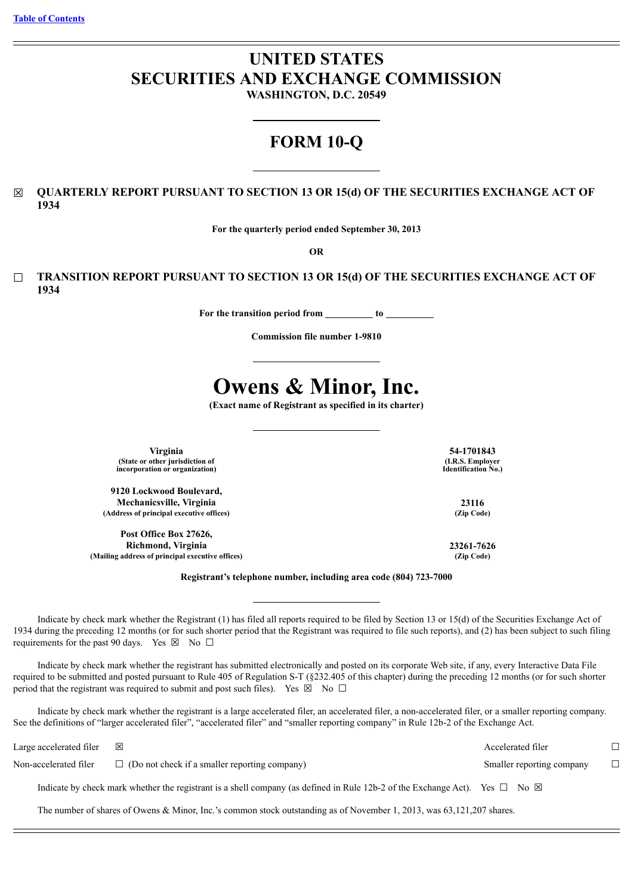[Table of Contents](#)

# UNITED STATES
# SECURITIES AND EXCHANGE COMMISSION

**WASHINGTON, D.C. 20549**

# FORM 10-Q

☒ **QUARTERLY REPORT PURSUANT TO SECTION 13 OR 15(d) OF THE SECURITIES EXCHANGE ACT OF 1934**

**For the quarterly period ended September 30, 2013**

**OR**

☐ **TRANSITION REPORT PURSUANT TO SECTION 13 OR 15(d) OF THE SECURITIES EXCHANGE ACT OF 1934**

**For the transition period from \_\_\_\_\_\_\_\_\_\_ to \_\_\_\_\_\_\_\_\_\_**

**Commission file number 1-9810**

# Owens & Minor, Inc.

**(Exact name of Registrant as specified in its charter)**

| | |
|---|---|
| **Virginia**<br>**(State or other jurisdiction of incorporation or organization)** | **54-1701843**<br>**(I.R.S. Employer Identification No.)** |
| **9120 Lockwood Boulevard, Mechanicsville, Virginia**<br>**(Address of principal executive offices)** | **23116**<br>**(Zip Code)** |
| **Post Office Box 27626, Richmond, Virginia**<br>**(Mailing address of principal executive offices)** | **23261-7626**<br>**(Zip Code)** |

**Registrant's telephone number, including area code (804) 723-7000**

Indicate by check mark whether the Registrant (1) has filed all reports required to be filed by Section 13 or 15(d) of the Securities Exchange Act of 1934 during the preceding 12 months (or for such shorter period that the Registrant was required to file such reports), and (2) has been subject to such filing requirements for the past 90 days. Yes ☒ No ☐

Indicate by check mark whether the registrant has submitted electronically and posted on its corporate Web site, if any, every Interactive Data File required to be submitted and posted pursuant to Rule 405 of Regulation S-T (§232.405 of this chapter) during the preceding 12 months (or for such shorter period that the registrant was required to submit and post such files). Yes ☒ No ☐

Indicate by check mark whether the registrant is a large accelerated filer, an accelerated filer, a non-accelerated filer, or a smaller reporting company. See the definitions of "larger accelerated filer", "accelerated filer" and "smaller reporting company" in Rule 12b-2 of the Exchange Act.

| | | | |
|---|---|---|---|
| Large accelerated filer | ☒ | Accelerated filer | ☐ |
| Non-accelerated filer | ☐ (Do not check if a smaller reporting company) | Smaller reporting company | ☐ |

Indicate by check mark whether the registrant is a shell company (as defined in Rule 12b-2 of the Exchange Act). Yes ☐ No ☒

The number of shares of Owens & Minor, Inc.'s common stock outstanding as of November 1, 2013, was 63,121,207 shares.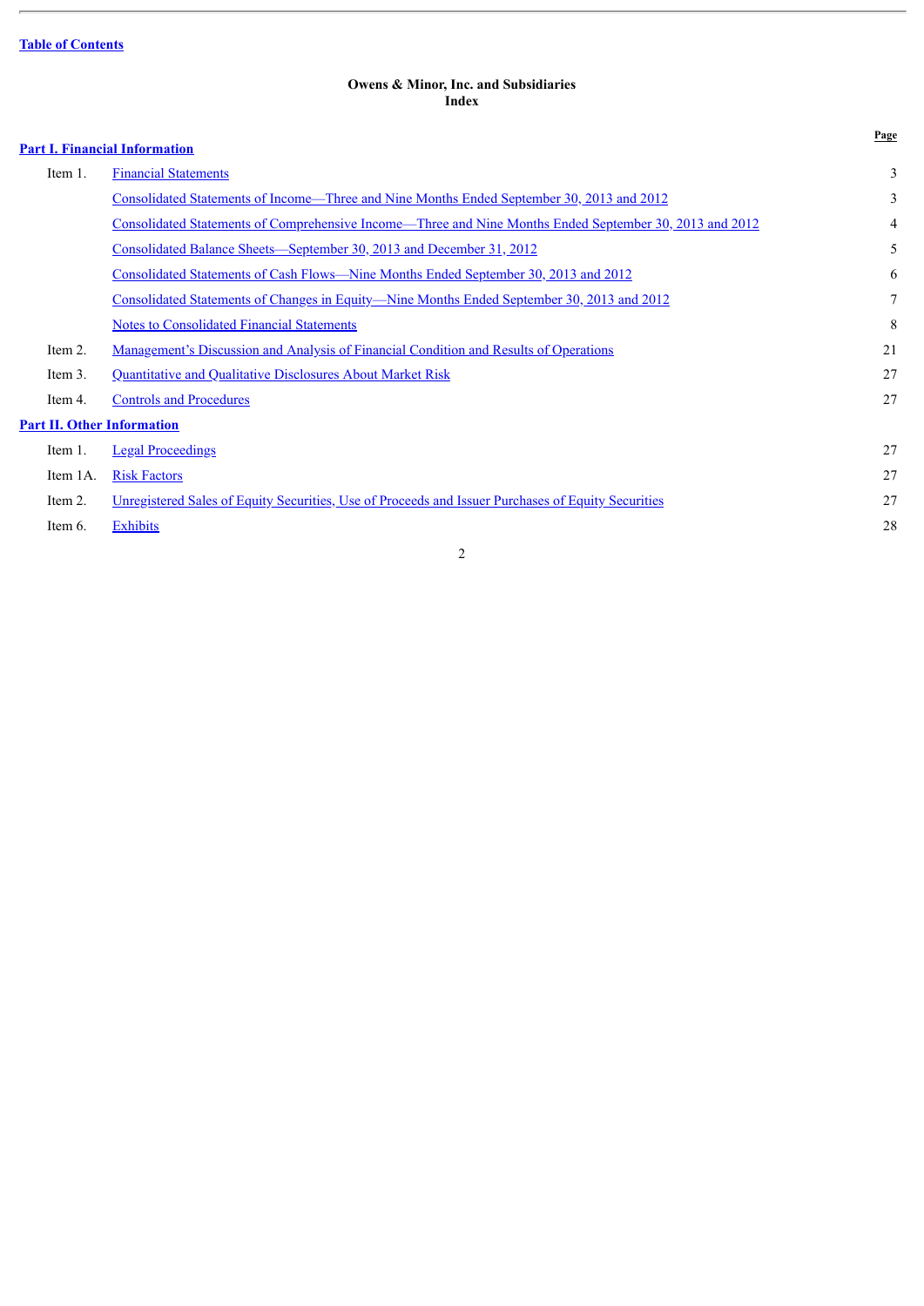[Table of Contents]

**Owens & Minor, Inc. and Subsidiaries**
**Index**

| | | Page |
|---|---|---|
| **Part I. Financial Information** | | |
| Item 1. | Financial Statements | 3 |
| | Consolidated Statements of Income—Three and Nine Months Ended September 30, 2013 and 2012 | 3 |
| | Consolidated Statements of Comprehensive Income—Three and Nine Months Ended September 30, 2013 and 2012 | 4 |
| | Consolidated Balance Sheets—September 30, 2013 and December 31, 2012 | 5 |
| | Consolidated Statements of Cash Flows—Nine Months Ended September 30, 2013 and 2012 | 6 |
| | Consolidated Statements of Changes in Equity—Nine Months Ended September 30, 2013 and 2012 | 7 |
| | Notes to Consolidated Financial Statements | 8 |
| Item 2. | Management's Discussion and Analysis of Financial Condition and Results of Operations | 21 |
| Item 3. | Quantitative and Qualitative Disclosures About Market Risk | 27 |
| Item 4. | Controls and Procedures | 27 |
| **Part II. Other Information** | | |
| Item 1. | Legal Proceedings | 27 |
| Item 1A. | Risk Factors | 27 |
| Item 2. | Unregistered Sales of Equity Securities, Use of Proceeds and Issuer Purchases of Equity Securities | 27 |
| Item 6. | Exhibits | 28 |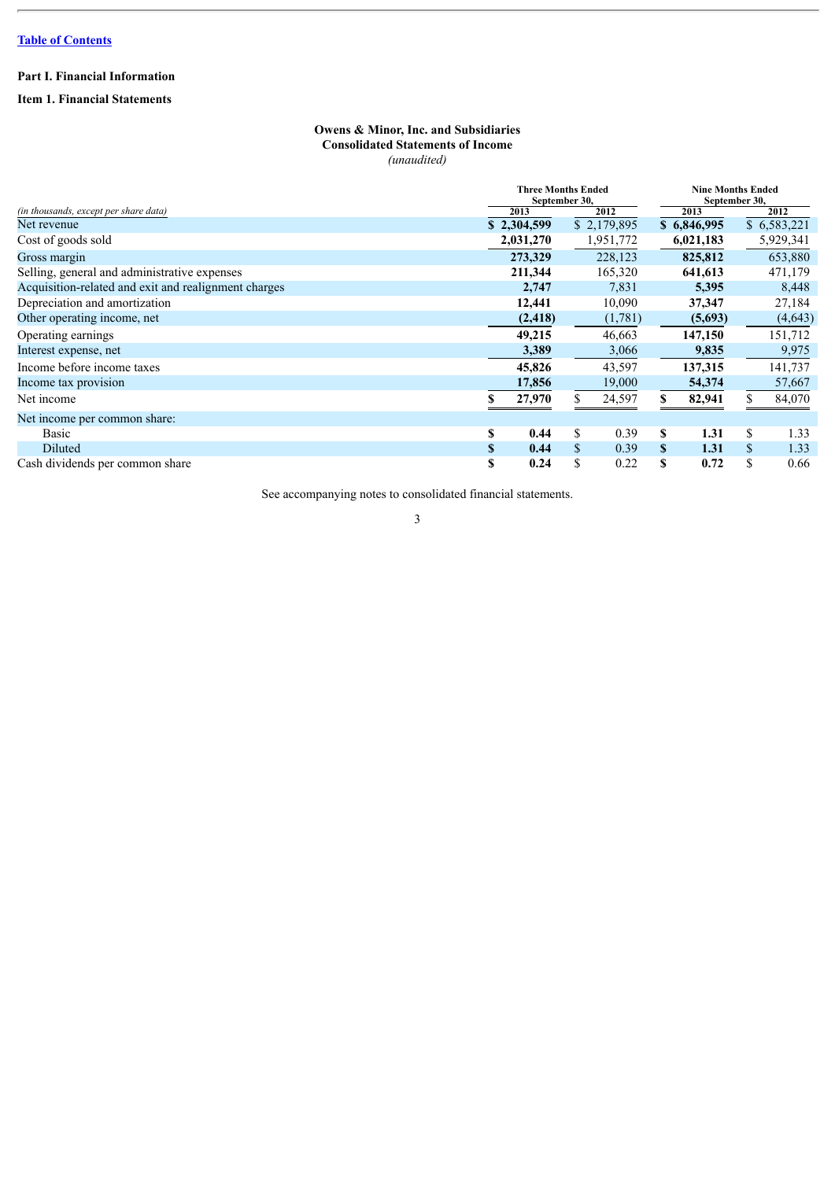Table of Contents

## Part I. Financial Information

### Item 1. Financial Statements

**Owens & Minor, Inc. and Subsidiaries**
**Consolidated Statements of Income**
*(unaudited)*

| *(in thousands, except per share data)* | Three Months Ended September 30, 2013 | Three Months Ended September 30, 2012 | Nine Months Ended September 30, 2013 | Nine Months Ended September 30, 2012 |
|---|---|---|---|---|
| Net revenue | **$ 2,304,599** | $ 2,179,895 | **$ 6,846,995** | $ 6,583,221 |
| Cost of goods sold | **2,031,270** | 1,951,772 | **6,021,183** | 5,929,341 |
| Gross margin | **273,329** | 228,123 | **825,812** | 653,880 |
| Selling, general and administrative expenses | **211,344** | 165,320 | **641,613** | 471,179 |
| Acquisition-related and exit and realignment charges | **2,747** | 7,831 | **5,395** | 8,448 |
| Depreciation and amortization | **12,441** | 10,090 | **37,347** | 27,184 |
| Other operating income, net | **(2,418)** | (1,781) | **(5,693)** | (4,643) |
| Operating earnings | **49,215** | 46,663 | **147,150** | 151,712 |
| Interest expense, net | **3,389** | 3,066 | **9,835** | 9,975 |
| Income before income taxes | **45,826** | 43,597 | **137,315** | 141,737 |
| Income tax provision | **17,856** | 19,000 | **54,374** | 57,667 |
| Net income | **$ 27,970** | $ 24,597 | **$ 82,941** | $ 84,070 |
| Net income per common share: | | | | |
| Basic | **$ 0.44** | $ 0.39 | **$ 1.31** | $ 1.33 |
| Diluted | **$ 0.44** | $ 0.39 | **$ 1.31** | $ 1.33 |
| Cash dividends per common share | **$ 0.24** | $ 0.22 | **$ 0.72** | $ 0.66 |

See accompanying notes to consolidated financial statements.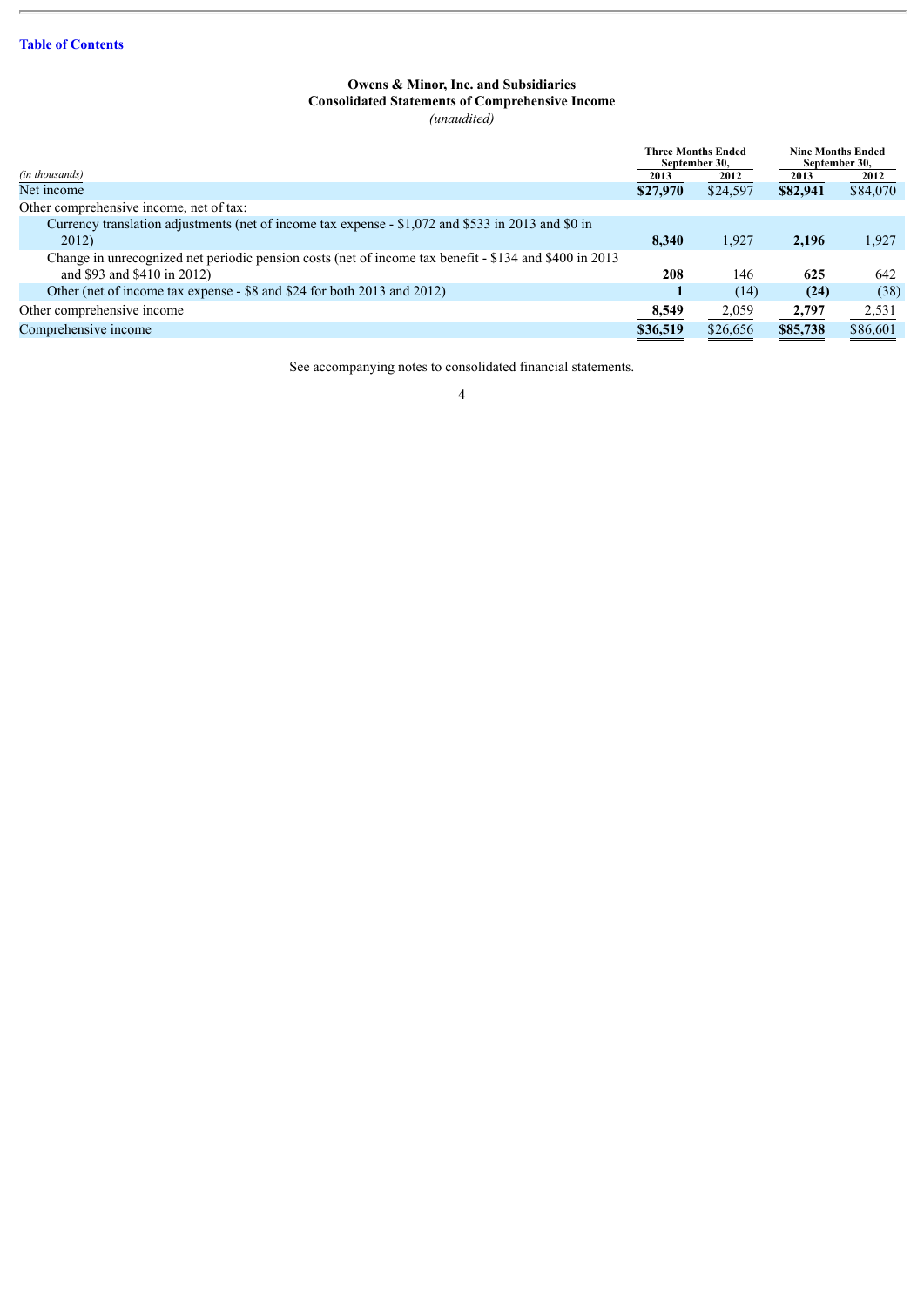[Table of Contents](#)

**Owens & Minor, Inc. and Subsidiaries**
**Consolidated Statements of Comprehensive Income**
*(unaudited)*

| *(in thousands)* | Three Months Ended September 30, | | Nine Months Ended September 30, | |
|---|---|---|---|---|
| | **2013** | **2012** | **2013** | **2012** |
| Net income | **$27,970** | $24,597 | **$82,941** | $84,070 |
| Other comprehensive income, net of tax: | | | | |
| Currency translation adjustments (net of income tax expense - $1,072 and $533 in 2013 and $0 in 2012) | **8,340** | 1,927 | **2,196** | 1,927 |
| Change in unrecognized net periodic pension costs (net of income tax benefit - $134 and $400 in 2013 and $93 and $410 in 2012) | **208** | 146 | **625** | 642 |
| Other (net of income tax expense - $8 and $24 for both 2013 and 2012) | **1** | (14) | **(24)** | (38) |
| Other comprehensive income | **8,549** | 2,059 | **2,797** | 2,531 |
| Comprehensive income | **$36,519** | $26,656 | **$85,738** | $86,601 |

See accompanying notes to consolidated financial statements.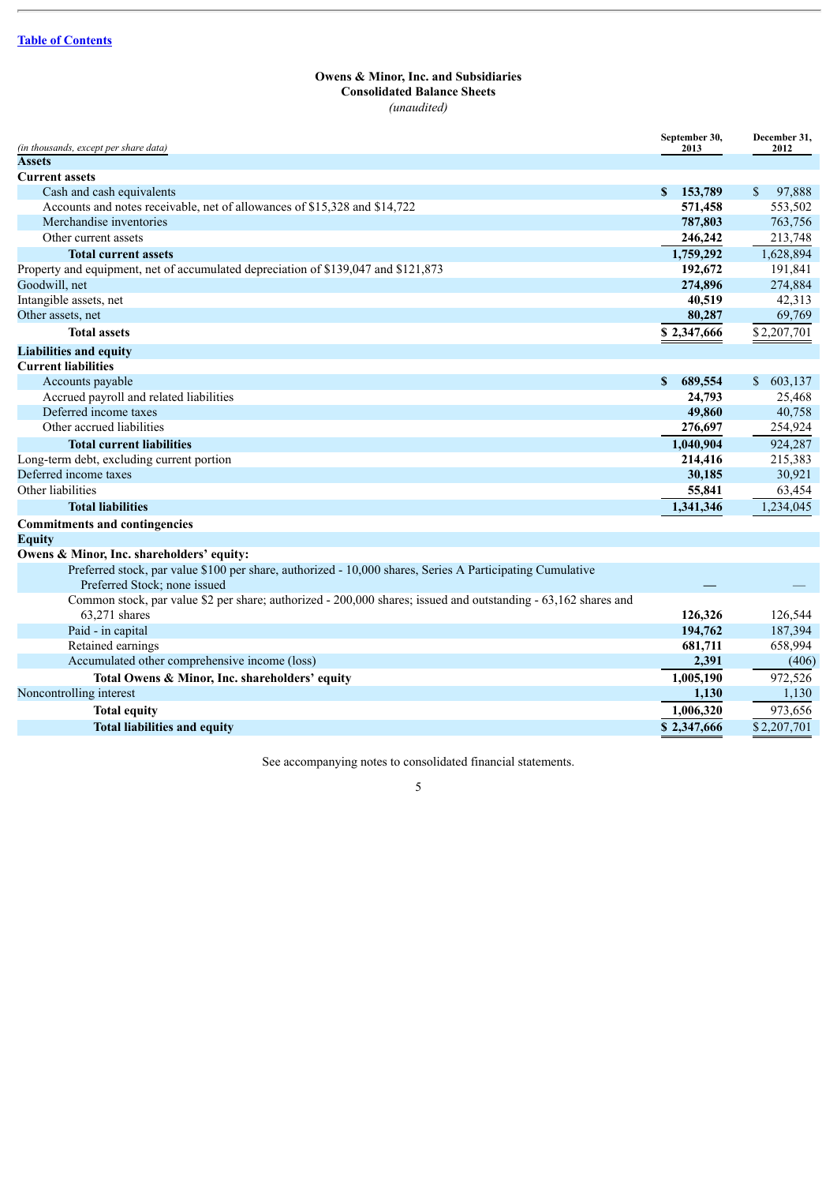[Table of Contents](#)

# Owens & Minor, Inc. and Subsidiaries
## Consolidated Balance Sheets
*(unaudited)*

| *(in thousands, except per share data)* | September 30, 2013 | December 31, 2012 |
|---|---|---|
| **Assets** | | |
| **Current assets** | | |
| Cash and cash equivalents | **$ 153,789** | $ 97,888 |
| Accounts and notes receivable, net of allowances of $15,328 and $14,722 | **571,458** | 553,502 |
| Merchandise inventories | **787,803** | 763,756 |
| Other current assets | **246,242** | 213,748 |
| **Total current assets** | **1,759,292** | 1,628,894 |
| Property and equipment, net of accumulated depreciation of $139,047 and $121,873 | **192,672** | 191,841 |
| Goodwill, net | **274,896** | 274,884 |
| Intangible assets, net | **40,519** | 42,313 |
| Other assets, net | **80,287** | 69,769 |
| **Total assets** | **$ 2,347,666** | $ 2,207,701 |
| **Liabilities and equity** | | |
| **Current liabilities** | | |
| Accounts payable | **$ 689,554** | $ 603,137 |
| Accrued payroll and related liabilities | **24,793** | 25,468 |
| Deferred income taxes | **49,860** | 40,758 |
| Other accrued liabilities | **276,697** | 254,924 |
| **Total current liabilities** | **1,040,904** | 924,287 |
| Long-term debt, excluding current portion | **214,416** | 215,383 |
| Deferred income taxes | **30,185** | 30,921 |
| Other liabilities | **55,841** | 63,454 |
| **Total liabilities** | **1,341,346** | 1,234,045 |
| **Commitments and contingencies** | | |
| **Equity** | | |
| **Owens & Minor, Inc. shareholders' equity:** | | |
| Preferred stock, par value $100 per share, authorized - 10,000 shares, Series A Participating Cumulative Preferred Stock; none issued | **—** | — |
| Common stock, par value $2 per share; authorized - 200,000 shares; issued and outstanding - 63,162 shares and 63,271 shares | **126,326** | 126,544 |
| Paid - in capital | **194,762** | 187,394 |
| Retained earnings | **681,711** | 658,994 |
| Accumulated other comprehensive income (loss) | **2,391** | (406) |
| **Total Owens & Minor, Inc. shareholders' equity** | **1,005,190** | 972,526 |
| Noncontrolling interest | **1,130** | 1,130 |
| **Total equity** | **1,006,320** | 973,656 |
| **Total liabilities and equity** | **$ 2,347,666** | $ 2,207,701 |

See accompanying notes to consolidated financial statements.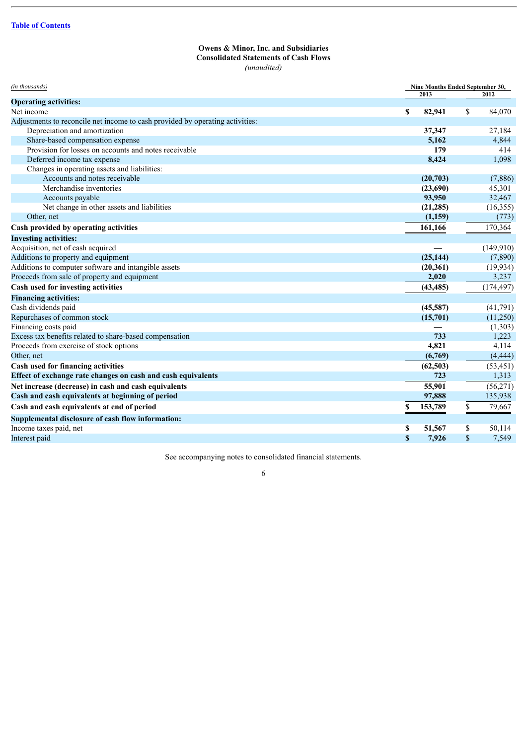Table of Contents

**Owens & Minor, Inc. and Subsidiaries**
**Consolidated Statements of Cash Flows**
*(unaudited)*

| *(in thousands)* | Nine Months Ended September 30, 2013 | Nine Months Ended September 30, 2012 |
|---|---|---|
| **Operating activities:** | | |
| Net income | **$ 82,941** | $ 84,070 |
| Adjustments to reconcile net income to cash provided by operating activities: | | |
| Depreciation and amortization | **37,347** | 27,184 |
| Share-based compensation expense | **5,162** | 4,844 |
| Provision for losses on accounts and notes receivable | **179** | 414 |
| Deferred income tax expense | **8,424** | 1,098 |
| Changes in operating assets and liabilities: | | |
| Accounts and notes receivable | **(20,703)** | (7,886) |
| Merchandise inventories | **(23,690)** | 45,301 |
| Accounts payable | **93,950** | 32,467 |
| Net change in other assets and liabilities | **(21,285)** | (16,355) |
| Other, net | **(1,159)** | (773) |
| **Cash provided by operating activities** | **161,166** | 170,364 |
| **Investing activities:** | | |
| Acquisition, net of cash acquired | **—** | (149,910) |
| Additions to property and equipment | **(25,144)** | (7,890) |
| Additions to computer software and intangible assets | **(20,361)** | (19,934) |
| Proceeds from sale of property and equipment | **2,020** | 3,237 |
| **Cash used for investing activities** | **(43,485)** | (174,497) |
| **Financing activities:** | | |
| Cash dividends paid | **(45,587)** | (41,791) |
| Repurchases of common stock | **(15,701)** | (11,250) |
| Financing costs paid | **—** | (1,303) |
| Excess tax benefits related to share-based compensation | **733** | 1,223 |
| Proceeds from exercise of stock options | **4,821** | 4,114 |
| Other, net | **(6,769)** | (4,444) |
| **Cash used for financing activities** | **(62,503)** | (53,451) |
| **Effect of exchange rate changes on cash and cash equivalents** | **723** | 1,313 |
| **Net increase (decrease) in cash and cash equivalents** | **55,901** | (56,271) |
| **Cash and cash equivalents at beginning of period** | **97,888** | 135,938 |
| **Cash and cash equivalents at end of period** | **$ 153,789** | $ 79,667 |
| **Supplemental disclosure of cash flow information:** | | |
| Income taxes paid, net | **$ 51,567** | $ 50,114 |
| Interest paid | **$ 7,926** | $ 7,549 |

See accompanying notes to consolidated financial statements.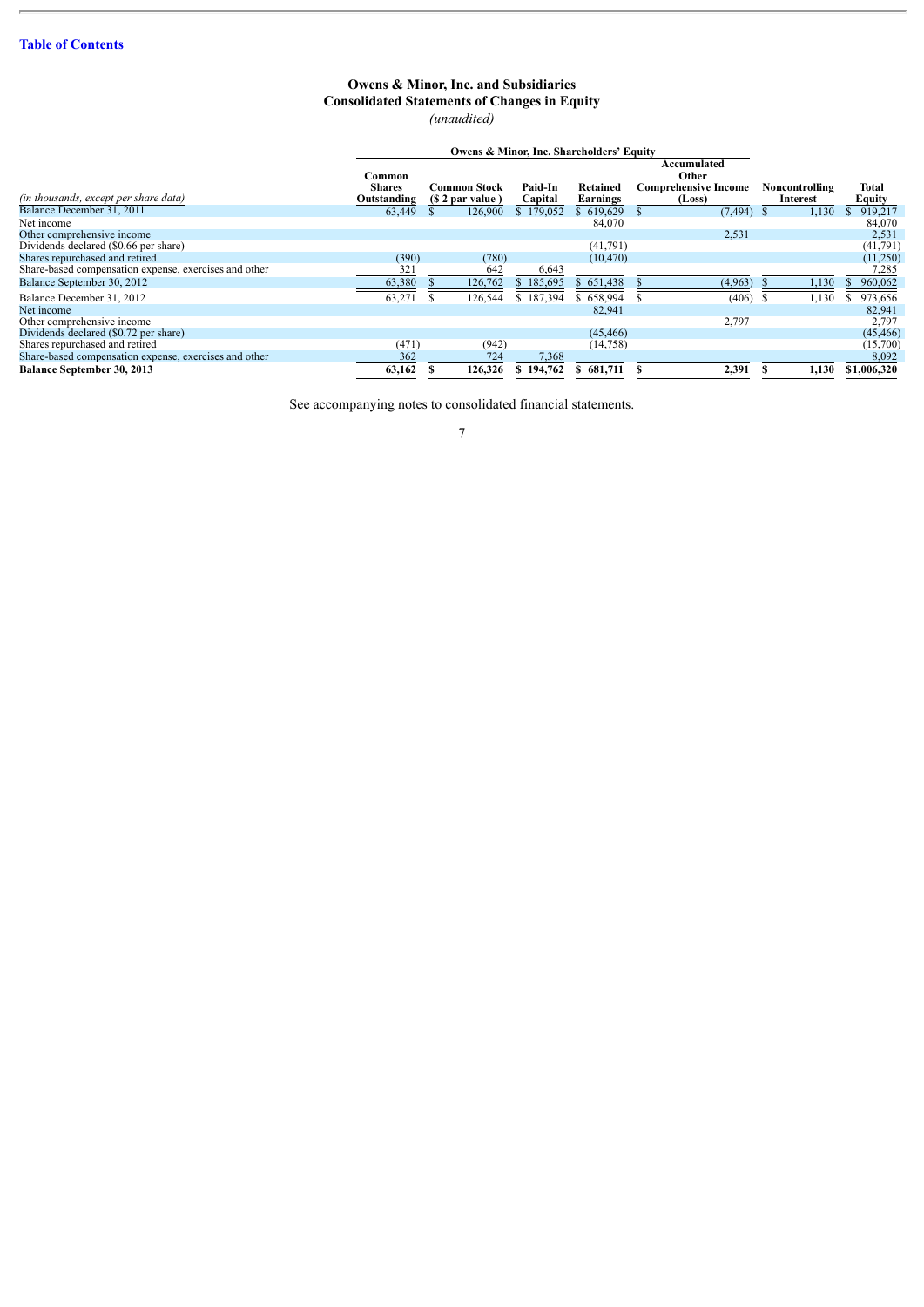[Table of Contents]

## Owens & Minor, Inc. and Subsidiaries
## Consolidated Statements of Changes in Equity
*(unaudited)*

| | Owens & Minor, Inc. Shareholders' Equity | | | | | | |
|---|---|---|---|---|---|---|---|
| *(in thousands, except per share data)* | Common Shares Outstanding | Common Stock ($ 2 par value ) | Paid-In Capital | Retained Earnings | Accumulated Other Comprehensive Income (Loss) | Noncontrolling Interest | Total Equity |
| Balance December 31, 2011 | 63,449 | $ 126,900 | $ 179,052 | $ 619,629 | $ (7,494) | $ 1,130 | $ 919,217 |
| Net income | | | | 84,070 | | | 84,070 |
| Other comprehensive income | | | | | 2,531 | | 2,531 |
| Dividends declared ($0.66 per share) | | | | (41,791) | | | (41,791) |
| Shares repurchased and retired | (390) | (780) | | (10,470) | | | (11,250) |
| Share-based compensation expense, exercises and other | 321 | 642 | 6,643 | | | | 7,285 |
| Balance September 30, 2012 | 63,380 | $ 126,762 | $ 185,695 | $ 651,438 | $ (4,963) | $ 1,130 | $ 960,062 |
| Balance December 31, 2012 | 63,271 | $ 126,544 | $ 187,394 | $ 658,994 | $ (406) | $ 1,130 | $ 973,656 |
| Net income | | | | 82,941 | | | 82,941 |
| Other comprehensive income | | | | | 2,797 | | 2,797 |
| Dividends declared ($0.72 per share) | | | | (45,466) | | | (45,466) |
| Shares repurchased and retired | (471) | (942) | | (14,758) | | | (15,700) |
| Share-based compensation expense, exercises and other | 362 | 724 | 7,368 | | | | 8,092 |
| **Balance September 30, 2013** | **63,162** | **$ 126,326** | **$ 194,762** | **$ 681,711** | **$ 2,391** | **$ 1,130** | **$1,006,320** |

See accompanying notes to consolidated financial statements.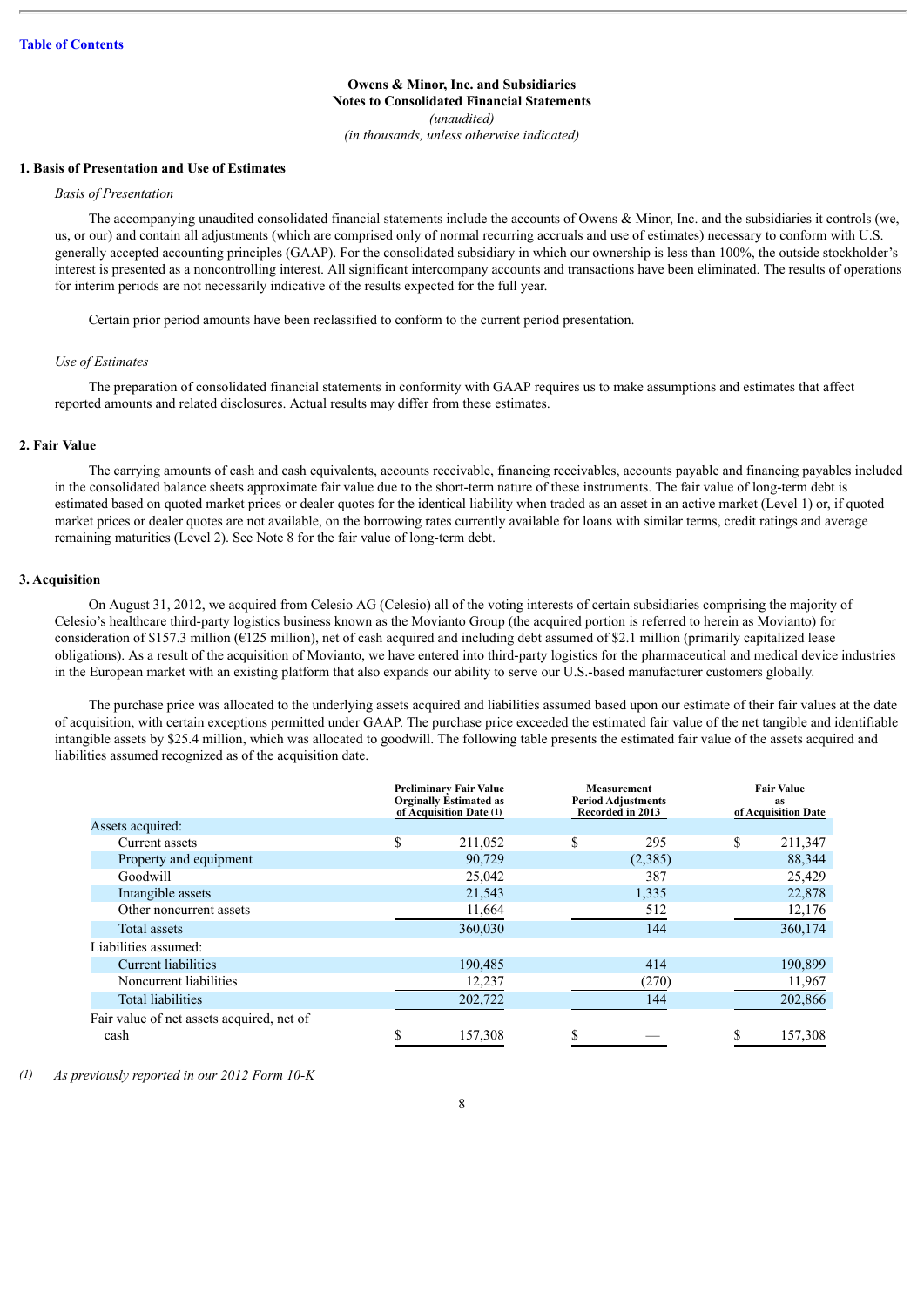[Table of Contents](#)

**Owens & Minor, Inc. and Subsidiaries**
**Notes to Consolidated Financial Statements**
*(unaudited)*
*(in thousands, unless otherwise indicated)*

## 1. Basis of Presentation and Use of Estimates

*Basis of Presentation*

The accompanying unaudited consolidated financial statements include the accounts of Owens & Minor, Inc. and the subsidiaries it controls (we, us, or our) and contain all adjustments (which are comprised only of normal recurring accruals and use of estimates) necessary to conform with U.S. generally accepted accounting principles (GAAP). For the consolidated subsidiary in which our ownership is less than 100%, the outside stockholder's interest is presented as a noncontrolling interest. All significant intercompany accounts and transactions have been eliminated. The results of operations for interim periods are not necessarily indicative of the results expected for the full year.

Certain prior period amounts have been reclassified to conform to the current period presentation.

*Use of Estimates*

The preparation of consolidated financial statements in conformity with GAAP requires us to make assumptions and estimates that affect reported amounts and related disclosures. Actual results may differ from these estimates.

## 2. Fair Value

The carrying amounts of cash and cash equivalents, accounts receivable, financing receivables, accounts payable and financing payables included in the consolidated balance sheets approximate fair value due to the short-term nature of these instruments. The fair value of long-term debt is estimated based on quoted market prices or dealer quotes for the identical liability when traded as an asset in an active market (Level 1) or, if quoted market prices or dealer quotes are not available, on the borrowing rates currently available for loans with similar terms, credit ratings and average remaining maturities (Level 2). See Note 8 for the fair value of long-term debt.

## 3. Acquisition

On August 31, 2012, we acquired from Celesio AG (Celesio) all of the voting interests of certain subsidiaries comprising the majority of Celesio's healthcare third-party logistics business known as the Movianto Group (the acquired portion is referred to herein as Movianto) for consideration of $157.3 million (€125 million), net of cash acquired and including debt assumed of $2.1 million (primarily capitalized lease obligations). As a result of the acquisition of Movianto, we have entered into third-party logistics for the pharmaceutical and medical device industries in the European market with an existing platform that also expands our ability to serve our U.S.-based manufacturer customers globally.

The purchase price was allocated to the underlying assets acquired and liabilities assumed based upon our estimate of their fair values at the date of acquisition, with certain exceptions permitted under GAAP. The purchase price exceeded the estimated fair value of the net tangible and identifiable intangible assets by $25.4 million, which was allocated to goodwill. The following table presents the estimated fair value of the assets acquired and liabilities assumed recognized as of the acquisition date.

| | Preliminary Fair Value Orginally Estimated as of Acquisition Date (1) | Measurement Period Adjustments Recorded in 2013 | Fair Value as of Acquisition Date |
|---|---|---|---|
| Assets acquired: | | | |
| Current assets | $ 211,052 | $ 295 | $ 211,347 |
| Property and equipment | 90,729 | (2,385) | 88,344 |
| Goodwill | 25,042 | 387 | 25,429 |
| Intangible assets | 21,543 | 1,335 | 22,878 |
| Other noncurrent assets | 11,664 | 512 | 12,176 |
| Total assets | 360,030 | 144 | 360,174 |
| Liabilities assumed: | | | |
| Current liabilities | 190,485 | 414 | 190,899 |
| Noncurrent liabilities | 12,237 | (270) | 11,967 |
| Total liabilities | 202,722 | 144 | 202,866 |
| Fair value of net assets acquired, net of cash | $ 157,308 | $ — | $ 157,308 |

(1) *As previously reported in our 2012 Form 10-K*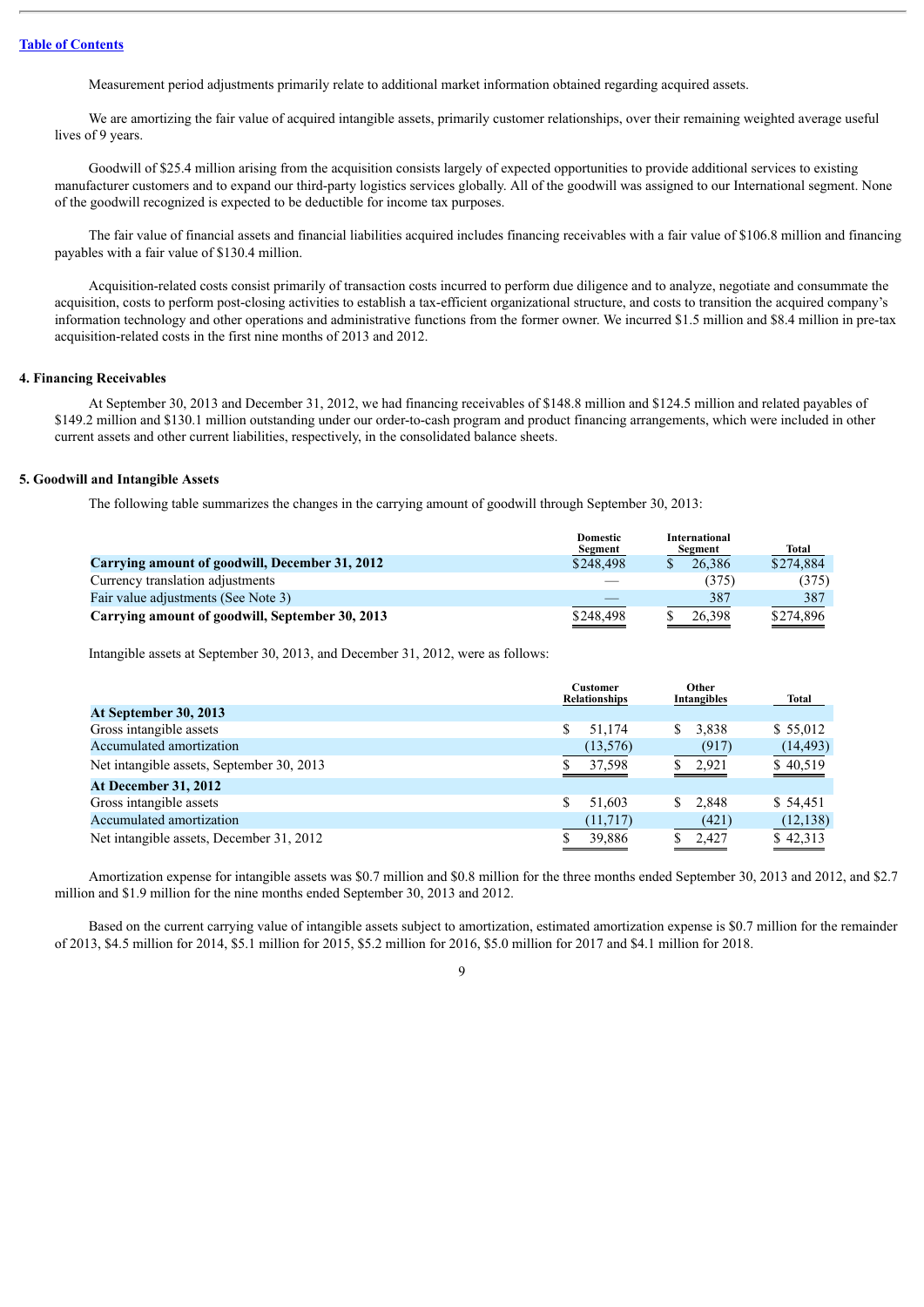Measurement period adjustments primarily relate to additional market information obtained regarding acquired assets.

We are amortizing the fair value of acquired intangible assets, primarily customer relationships, over their remaining weighted average useful lives of 9 years.

Goodwill of $25.4 million arising from the acquisition consists largely of expected opportunities to provide additional services to existing manufacturer customers and to expand our third-party logistics services globally. All of the goodwill was assigned to our International segment. None of the goodwill recognized is expected to be deductible for income tax purposes.

The fair value of financial assets and financial liabilities acquired includes financing receivables with a fair value of $106.8 million and financing payables with a fair value of $130.4 million.

Acquisition-related costs consist primarily of transaction costs incurred to perform due diligence and to analyze, negotiate and consummate the acquisition, costs to perform post-closing activities to establish a tax-efficient organizational structure, and costs to transition the acquired company's information technology and other operations and administrative functions from the former owner. We incurred $1.5 million and $8.4 million in pre-tax acquisition-related costs in the first nine months of 2013 and 2012.

## 4. Financing Receivables

At September 30, 2013 and December 31, 2012, we had financing receivables of $148.8 million and $124.5 million and related payables of $149.2 million and $130.1 million outstanding under our order-to-cash program and product financing arrangements, which were included in other current assets and other current liabilities, respectively, in the consolidated balance sheets.

## 5. Goodwill and Intangible Assets

The following table summarizes the changes in the carrying amount of goodwill through September 30, 2013:

| | Domestic Segment | International Segment | Total |
|---|---|---|---|
| **Carrying amount of goodwill, December 31, 2012** | $248,498 | $ 26,386 | $274,884 |
| Currency translation adjustments | — | (375) | (375) |
| Fair value adjustments (See Note 3) | — | 387 | 387 |
| **Carrying amount of goodwill, September 30, 2013** | $248,498 | $ 26,398 | $274,896 |

Intangible assets at September 30, 2013, and December 31, 2012, were as follows:

| | Customer Relationships | Other Intangibles | Total |
|---|---|---|---|
| **At September 30, 2013** | | | |
| Gross intangible assets | $ 51,174 | $ 3,838 | $ 55,012 |
| Accumulated amortization | (13,576) | (917) | (14,493) |
| Net intangible assets, September 30, 2013 | $ 37,598 | $ 2,921 | $ 40,519 |
| **At December 31, 2012** | | | |
| Gross intangible assets | $ 51,603 | $ 2,848 | $ 54,451 |
| Accumulated amortization | (11,717) | (421) | (12,138) |
| Net intangible assets, December 31, 2012 | $ 39,886 | $ 2,427 | $ 42,313 |

Amortization expense for intangible assets was $0.7 million and $0.8 million for the three months ended September 30, 2013 and 2012, and $2.7 million and $1.9 million for the nine months ended September 30, 2013 and 2012.

Based on the current carrying value of intangible assets subject to amortization, estimated amortization expense is $0.7 million for the remainder of 2013, $4.5 million for 2014, $5.1 million for 2015, $5.2 million for 2016, $5.0 million for 2017 and $4.1 million for 2018.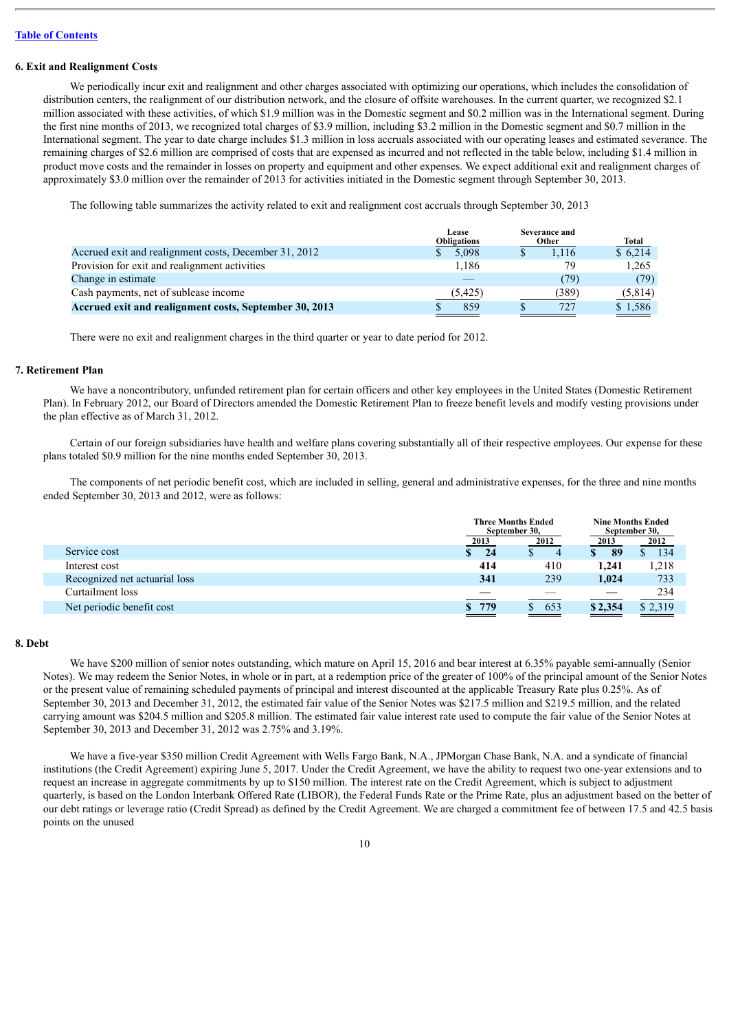[Table of Contents](#)

### 6. Exit and Realignment Costs

We periodically incur exit and realignment and other charges associated with optimizing our operations, which includes the consolidation of distribution centers, the realignment of our distribution network, and the closure of offsite warehouses. In the current quarter, we recognized $2.1 million associated with these activities, of which $1.9 million was in the Domestic segment and $0.2 million was in the International segment. During the first nine months of 2013, we recognized total charges of $3.9 million, including $3.2 million in the Domestic segment and $0.7 million in the International segment. The year to date charge includes $1.3 million in loss accruals associated with our operating leases and estimated severance. The remaining charges of $2.6 million are comprised of costs that are expensed as incurred and not reflected in the table below, including $1.4 million in product move costs and the remainder in losses on property and equipment and other expenses. We expect additional exit and realignment charges of approximately $3.0 million over the remainder of 2013 for activities initiated in the Domestic segment through September 30, 2013.

The following table summarizes the activity related to exit and realignment cost accruals through September 30, 2013

| | Lease Obligations | Severance and Other | Total |
|---|---|---|---|
| Accrued exit and realignment costs, December 31, 2012 | $ 5,098 | $ 1,116 | $ 6,214 |
| Provision for exit and realignment activities | 1,186 | 79 | 1,265 |
| Change in estimate | — | (79) | (79) |
| Cash payments, net of sublease income | (5,425) | (389) | (5,814) |
| **Accrued exit and realignment costs, September 30, 2013** | **$ 859** | **$ 727** | **$ 1,586** |

There were no exit and realignment charges in the third quarter or year to date period for 2012.

### 7. Retirement Plan

We have a noncontributory, unfunded retirement plan for certain officers and other key employees in the United States (Domestic Retirement Plan). In February 2012, our Board of Directors amended the Domestic Retirement Plan to freeze benefit levels and modify vesting provisions under the plan effective as of March 31, 2012.

Certain of our foreign subsidiaries have health and welfare plans covering substantially all of their respective employees. Our expense for these plans totaled $0.9 million for the nine months ended September 30, 2013.

The components of net periodic benefit cost, which are included in selling, general and administrative expenses, for the three and nine months ended September 30, 2013 and 2012, were as follows:

| | Three Months Ended September 30, | | Nine Months Ended September 30, | |
|---|---|---|---|---|
| | 2013 | 2012 | 2013 | 2012 |
| Service cost | **$ 24** | $ 4 | **$ 89** | $ 134 |
| Interest cost | **414** | 410 | **1,241** | 1,218 |
| Recognized net actuarial loss | **341** | 239 | **1,024** | 733 |
| Curtailment loss | **—** | — | **—** | 234 |
| Net periodic benefit cost | **$ 779** | $ 653 | **$ 2,354** | $ 2,319 |

### 8. Debt

We have $200 million of senior notes outstanding, which mature on April 15, 2016 and bear interest at 6.35% payable semi-annually (Senior Notes). We may redeem the Senior Notes, in whole or in part, at a redemption price of the greater of 100% of the principal amount of the Senior Notes or the present value of remaining scheduled payments of principal and interest discounted at the applicable Treasury Rate plus 0.25%. As of September 30, 2013 and December 31, 2012, the estimated fair value of the Senior Notes was $217.5 million and $219.5 million, and the related carrying amount was $204.5 million and $205.8 million. The estimated fair value interest rate used to compute the fair value of the Senior Notes at September 30, 2013 and December 31, 2012 was 2.75% and 3.19%.

We have a five-year $350 million Credit Agreement with Wells Fargo Bank, N.A., JPMorgan Chase Bank, N.A. and a syndicate of financial institutions (the Credit Agreement) expiring June 5, 2017. Under the Credit Agreement, we have the ability to request two one-year extensions and to request an increase in aggregate commitments by up to $150 million. The interest rate on the Credit Agreement, which is subject to adjustment quarterly, is based on the London Interbank Offered Rate (LIBOR), the Federal Funds Rate or the Prime Rate, plus an adjustment based on the better of our debt ratings or leverage ratio (Credit Spread) as defined by the Credit Agreement. We are charged a commitment fee of between 17.5 and 42.5 basis points on the unused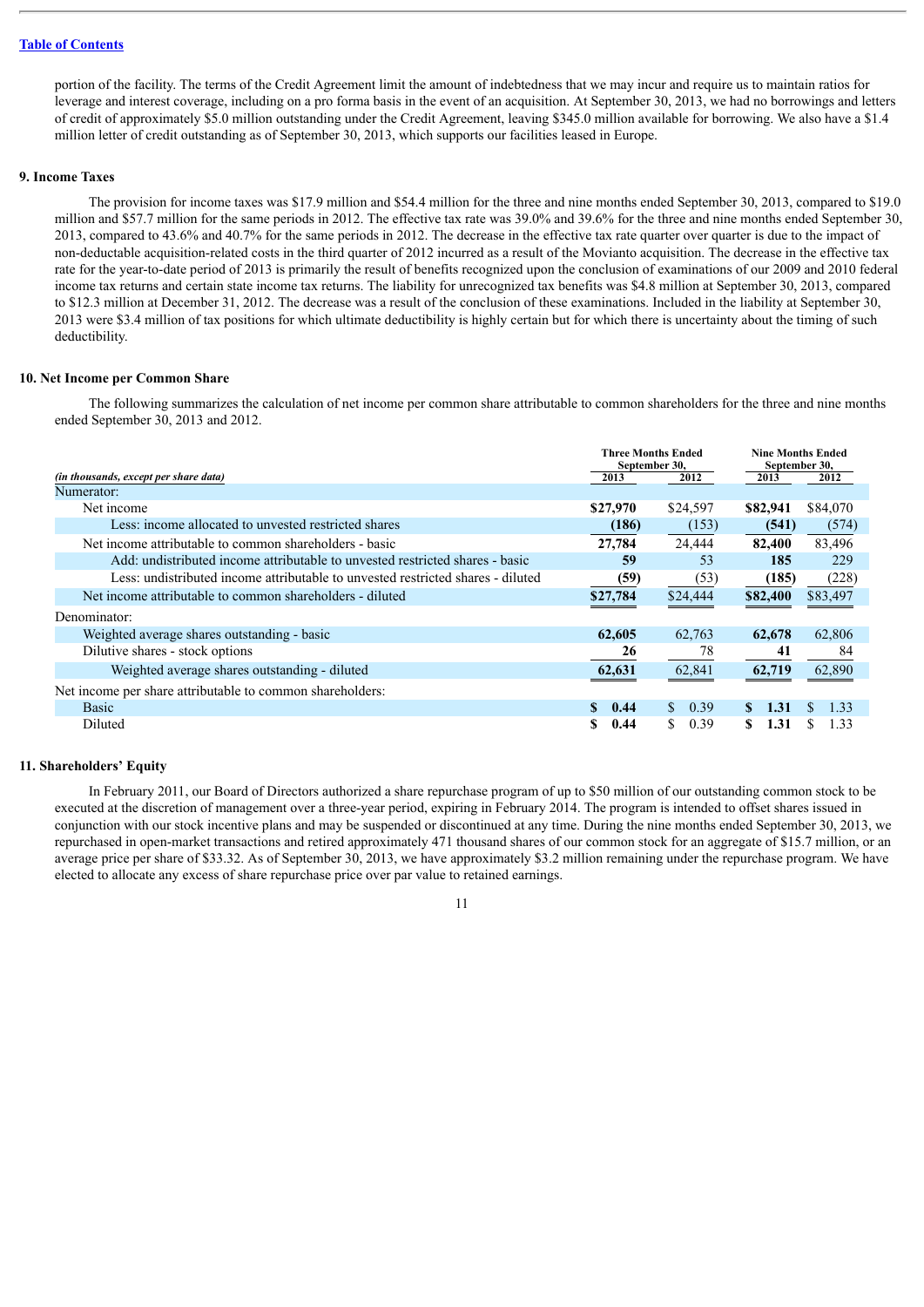portion of the facility. The terms of the Credit Agreement limit the amount of indebtedness that we may incur and require us to maintain ratios for leverage and interest coverage, including on a pro forma basis in the event of an acquisition. At September 30, 2013, we had no borrowings and letters of credit of approximately $5.0 million outstanding under the Credit Agreement, leaving $345.0 million available for borrowing. We also have a $1.4 million letter of credit outstanding as of September 30, 2013, which supports our facilities leased in Europe.

### 9. Income Taxes

The provision for income taxes was $17.9 million and $54.4 million for the three and nine months ended September 30, 2013, compared to $19.0 million and $57.7 million for the same periods in 2012. The effective tax rate was 39.0% and 39.6% for the three and nine months ended September 30, 2013, compared to 43.6% and 40.7% for the same periods in 2012. The decrease in the effective tax rate quarter over quarter is due to the impact of non-deductable acquisition-related costs in the third quarter of 2012 incurred as a result of the Movianto acquisition. The decrease in the effective tax rate for the year-to-date period of 2013 is primarily the result of benefits recognized upon the conclusion of examinations of our 2009 and 2010 federal income tax returns and certain state income tax returns. The liability for unrecognized tax benefits was $4.8 million at September 30, 2013, compared to $12.3 million at December 31, 2012. The decrease was a result of the conclusion of these examinations. Included in the liability at September 30, 2013 were $3.4 million of tax positions for which ultimate deductibility is highly certain but for which there is uncertainty about the timing of such deductibility.

### 10. Net Income per Common Share

The following summarizes the calculation of net income per common share attributable to common shareholders for the three and nine months ended September 30, 2013 and 2012.

| *(in thousands, except per share data)* | Three Months Ended September 30, | | Nine Months Ended September 30, | |
|---|---|---|---|---|
| | **2013** | **2012** | **2013** | **2012** |
| Numerator: | | | | |
| Net income | **$27,970** | $24,597 | **$82,941** | $84,070 |
| Less: income allocated to unvested restricted shares | **(186)** | (153) | **(541)** | (574) |
| Net income attributable to common shareholders - basic | **27,784** | 24,444 | **82,400** | 83,496 |
| Add: undistributed income attributable to unvested restricted shares - basic | **59** | 53 | **185** | 229 |
| Less: undistributed income attributable to unvested restricted shares - diluted | **(59)** | (53) | **(185)** | (228) |
| Net income attributable to common shareholders - diluted | **$27,784** | $24,444 | **$82,400** | $83,497 |
| Denominator: | | | | |
| Weighted average shares outstanding - basic | **62,605** | 62,763 | **62,678** | 62,806 |
| Dilutive shares - stock options | **26** | 78 | **41** | 84 |
| Weighted average shares outstanding - diluted | **62,631** | 62,841 | **62,719** | 62,890 |
| Net income per share attributable to common shareholders: | | | | |
| Basic | **$ 0.44** | $ 0.39 | **$ 1.31** | $ 1.33 |
| Diluted | **$ 0.44** | $ 0.39 | **$ 1.31** | $ 1.33 |

### 11. Shareholders' Equity

In February 2011, our Board of Directors authorized a share repurchase program of up to $50 million of our outstanding common stock to be executed at the discretion of management over a three-year period, expiring in February 2014. The program is intended to offset shares issued in conjunction with our stock incentive plans and may be suspended or discontinued at any time. During the nine months ended September 30, 2013, we repurchased in open-market transactions and retired approximately 471 thousand shares of our common stock for an aggregate of $15.7 million, or an average price per share of $33.32. As of September 30, 2013, we have approximately $3.2 million remaining under the repurchase program. We have elected to allocate any excess of share repurchase price over par value to retained earnings.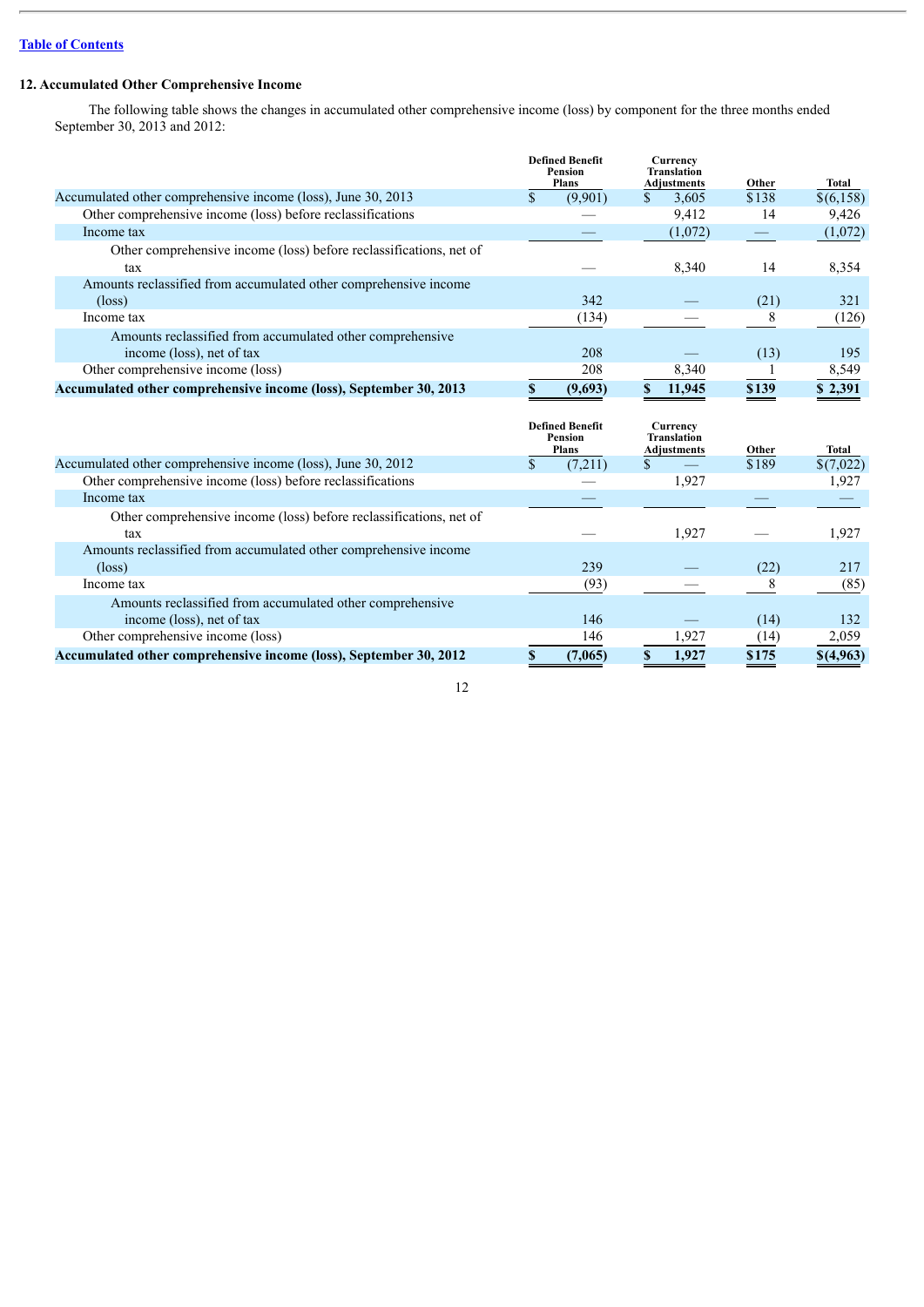[Table of Contents](#)

## 12. Accumulated Other Comprehensive Income

The following table shows the changes in accumulated other comprehensive income (loss) by component for the three months ended September 30, 2013 and 2012:

| | Defined Benefit Pension Plans | Currency Translation Adjustments | Other | Total |
|---|---|---|---|---|
| Accumulated other comprehensive income (loss), June 30, 2013 | $ (9,901) | $ 3,605 | $138 | $(6,158) |
| Other comprehensive income (loss) before reclassifications | — | 9,412 | 14 | 9,426 |
| Income tax | — | (1,072) | — | (1,072) |
| Other comprehensive income (loss) before reclassifications, net of tax | — | 8,340 | 14 | 8,354 |
| Amounts reclassified from accumulated other comprehensive income (loss) | 342 | — | (21) | 321 |
| Income tax | (134) | — | 8 | (126) |
| Amounts reclassified from accumulated other comprehensive income (loss), net of tax | 208 | — | (13) | 195 |
| Other comprehensive income (loss) | 208 | 8,340 | 1 | 8,549 |
| **Accumulated other comprehensive income (loss), September 30, 2013** | **$ (9,693)** | **$ 11,945** | **$139** | **$ 2,391** |

| | Defined Benefit Pension Plans | Currency Translation Adjustments | Other | Total |
|---|---|---|---|---|
| Accumulated other comprehensive income (loss), June 30, 2012 | $ (7,211) | $ — | $189 | $(7,022) |
| Other comprehensive income (loss) before reclassifications | — | 1,927 | | 1,927 |
| Income tax | — | | — | — |
| Other comprehensive income (loss) before reclassifications, net of tax | — | 1,927 | — | 1,927 |
| Amounts reclassified from accumulated other comprehensive income (loss) | 239 | — | (22) | 217 |
| Income tax | (93) | — | 8 | (85) |
| Amounts reclassified from accumulated other comprehensive income (loss), net of tax | 146 | — | (14) | 132 |
| Other comprehensive income (loss) | 146 | 1,927 | (14) | 2,059 |
| **Accumulated other comprehensive income (loss), September 30, 2012** | **$ (7,065)** | **$ 1,927** | **$175** | **$(4,963)** |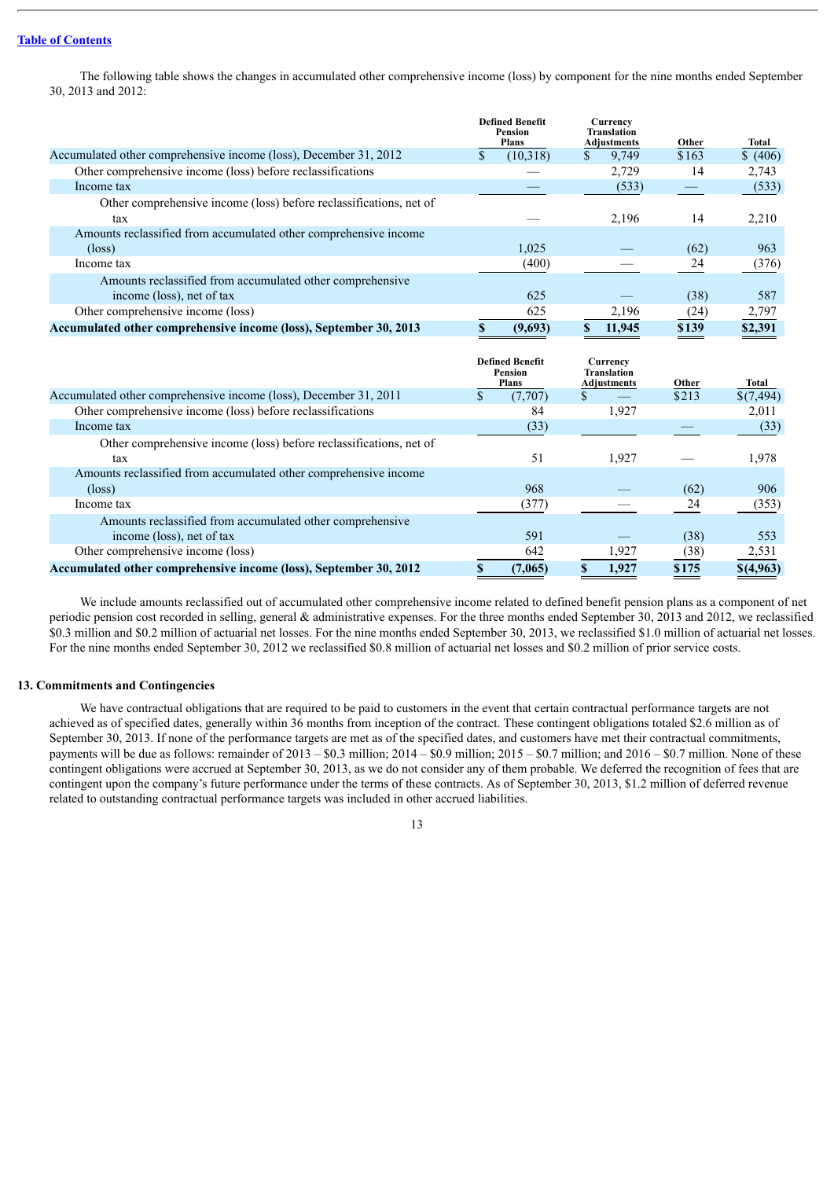[Table of Contents](#)

The following table shows the changes in accumulated other comprehensive income (loss) by component for the nine months ended September 30, 2013 and 2012:

| | Defined Benefit Pension Plans | Currency Translation Adjustments | Other | Total |
|---|---|---|---|---|
| Accumulated other comprehensive income (loss), December 31, 2012 | $ (10,318) | $ 9,749 | $163 | $ (406) |
| Other comprehensive income (loss) before reclassifications | — | 2,729 | 14 | 2,743 |
| Income tax | — | (533) | — | (533) |
| Other comprehensive income (loss) before reclassifications, net of tax | — | 2,196 | 14 | 2,210 |
| Amounts reclassified from accumulated other comprehensive income (loss) | 1,025 | — | (62) | 963 |
| Income tax | (400) | — | 24 | (376) |
| Amounts reclassified from accumulated other comprehensive income (loss), net of tax | 625 | — | (38) | 587 |
| Other comprehensive income (loss) | 625 | 2,196 | (24) | 2,797 |
| **Accumulated other comprehensive income (loss), September 30, 2013** | **$ (9,693)** | **$ 11,945** | **$139** | **$2,391** |

| | Defined Benefit Pension Plans | Currency Translation Adjustments | Other | Total |
|---|---|---|---|---|
| Accumulated other comprehensive income (loss), December 31, 2011 | $ (7,707) | $ — | $213 | $(7,494) |
| Other comprehensive income (loss) before reclassifications | 84 | 1,927 | | 2,011 |
| Income tax | (33) | | — | (33) |
| Other comprehensive income (loss) before reclassifications, net of tax | 51 | 1,927 | — | 1,978 |
| Amounts reclassified from accumulated other comprehensive income (loss) | 968 | — | (62) | 906 |
| Income tax | (377) | — | 24 | (353) |
| Amounts reclassified from accumulated other comprehensive income (loss), net of tax | 591 | — | (38) | 553 |
| Other comprehensive income (loss) | 642 | 1,927 | (38) | 2,531 |
| **Accumulated other comprehensive income (loss), September 30, 2012** | **$ (7,065)** | **$ 1,927** | **$175** | **$(4,963)** |

We include amounts reclassified out of accumulated other comprehensive income related to defined benefit pension plans as a component of net periodic pension cost recorded in selling, general & administrative expenses. For the three months ended September 30, 2013 and 2012, we reclassified $0.3 million and $0.2 million of actuarial net losses. For the nine months ended September 30, 2013, we reclassified $1.0 million of actuarial net losses. For the nine months ended September 30, 2012 we reclassified $0.8 million of actuarial net losses and $0.2 million of prior service costs.

## 13. Commitments and Contingencies

We have contractual obligations that are required to be paid to customers in the event that certain contractual performance targets are not achieved as of specified dates, generally within 36 months from inception of the contract. These contingent obligations totaled $2.6 million as of September 30, 2013. If none of the performance targets are met as of the specified dates, and customers have met their contractual commitments, payments will be due as follows: remainder of 2013 – $0.3 million; 2014 – $0.9 million; 2015 – $0.7 million; and 2016 – $0.7 million. None of these contingent obligations were accrued at September 30, 2013, as we do not consider any of them probable. We deferred the recognition of fees that are contingent upon the company's future performance under the terms of these contracts. As of September 30, 2013, $1.2 million of deferred revenue related to outstanding contractual performance targets was included in other accrued liabilities.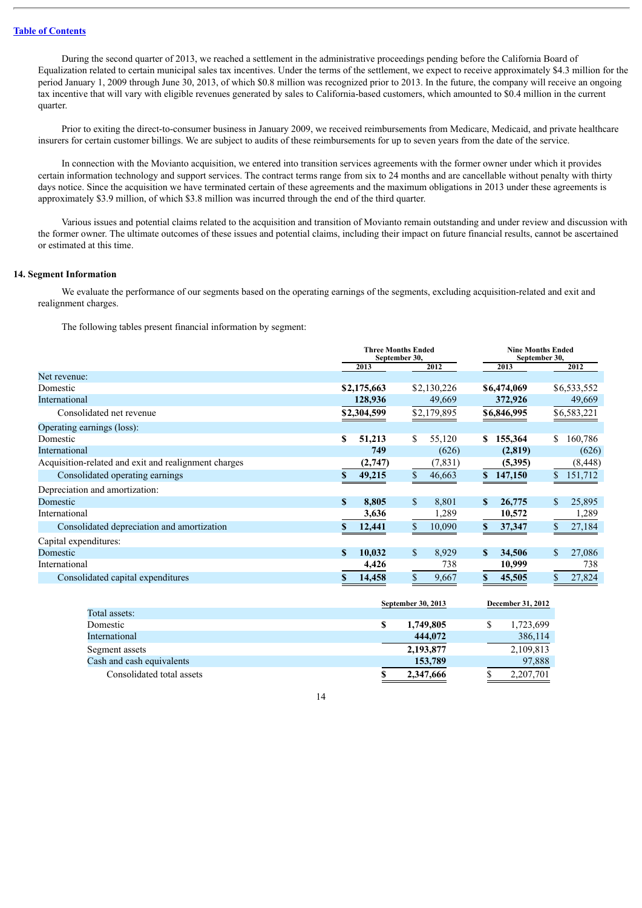During the second quarter of 2013, we reached a settlement in the administrative proceedings pending before the California Board of Equalization related to certain municipal sales tax incentives. Under the terms of the settlement, we expect to receive approximately $4.3 million for the period January 1, 2009 through June 30, 2013, of which $0.8 million was recognized prior to 2013. In the future, the company will receive an ongoing tax incentive that will vary with eligible revenues generated by sales to California-based customers, which amounted to $0.4 million in the current quarter.

Prior to exiting the direct-to-consumer business in January 2009, we received reimbursements from Medicare, Medicaid, and private healthcare insurers for certain customer billings. We are subject to audits of these reimbursements for up to seven years from the date of the service.

In connection with the Movianto acquisition, we entered into transition services agreements with the former owner under which it provides certain information technology and support services. The contract terms range from six to 24 months and are cancellable without penalty with thirty days notice. Since the acquisition we have terminated certain of these agreements and the maximum obligations in 2013 under these agreements is approximately $3.9 million, of which $3.8 million was incurred through the end of the third quarter.

Various issues and potential claims related to the acquisition and transition of Movianto remain outstanding and under review and discussion with the former owner. The ultimate outcomes of these issues and potential claims, including their impact on future financial results, cannot be ascertained or estimated at this time.

## 14. Segment Information

We evaluate the performance of our segments based on the operating earnings of the segments, excluding acquisition-related and exit and realignment charges.

The following tables present financial information by segment:

| | Three Months Ended September 30, | | Nine Months Ended September 30, | |
|---|---|---|---|---|
| | **2013** | 2012 | **2013** | 2012 |
| Net revenue: | | | | |
| Domestic | **$2,175,663** | $2,130,226 | **$6,474,069** | $6,533,552 |
| International | **128,936** | 49,669 | **372,926** | 49,669 |
| Consolidated net revenue | **$2,304,599** | $2,179,895 | **$6,846,995** | $6,583,221 |
| Operating earnings (loss): | | | | |
| Domestic | **$ 51,213** | $ 55,120 | **$ 155,364** | $ 160,786 |
| International | **749** | (626) | **(2,819)** | (626) |
| Acquisition-related and exit and realignment charges | **(2,747)** | (7,831) | **(5,395)** | (8,448) |
| Consolidated operating earnings | **$ 49,215** | $ 46,663 | **$ 147,150** | $ 151,712 |
| Depreciation and amortization: | | | | |
| Domestic | **$ 8,805** | $ 8,801 | **$ 26,775** | $ 25,895 |
| International | **3,636** | 1,289 | **10,572** | 1,289 |
| Consolidated depreciation and amortization | **$ 12,441** | $ 10,090 | **$ 37,347** | $ 27,184 |
| Capital expenditures: | | | | |
| Domestic | **$ 10,032** | $ 8,929 | **$ 34,506** | $ 27,086 |
| International | **4,426** | 738 | **10,999** | 738 |
| Consolidated capital expenditures | **$ 14,458** | $ 9,667 | **$ 45,505** | $ 27,824 |

| | **September 30, 2013** | December 31, 2012 |
|---|---|---|
| Total assets: | | |
| Domestic | **$ 1,749,805** | $ 1,723,699 |
| International | **444,072** | 386,114 |
| Segment assets | **2,193,877** | 2,109,813 |
| Cash and cash equivalents | **153,789** | 97,888 |
| Consolidated total assets | **$ 2,347,666** | $ 2,207,701 |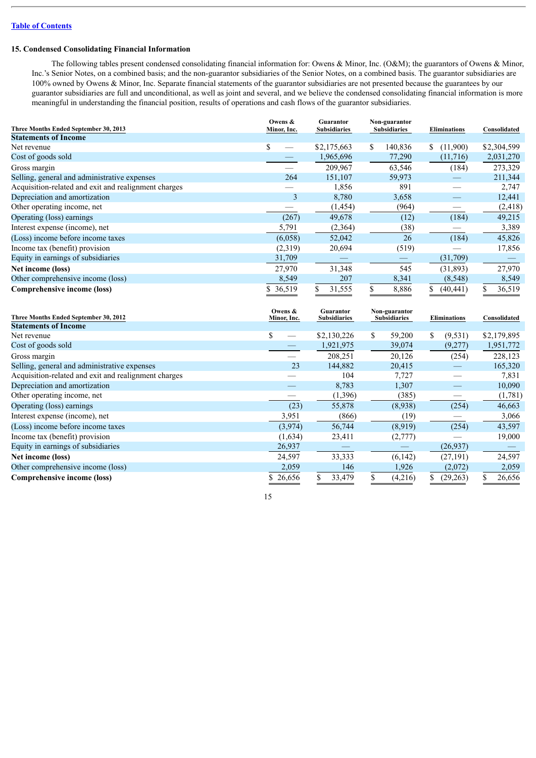[Table of Contents](#)

**15. Condensed Consolidating Financial Information**

The following tables present condensed consolidating financial information for: Owens & Minor, Inc. (O&M); the guarantors of Owens & Minor, Inc.'s Senior Notes, on a combined basis; and the non-guarantor subsidiaries of the Senior Notes, on a combined basis. The guarantor subsidiaries are 100% owned by Owens & Minor, Inc. Separate financial statements of the guarantor subsidiaries are not presented because the guarantees by our guarantor subsidiaries are full and unconditional, as well as joint and several, and we believe the condensed consolidating financial information is more meaningful in understanding the financial position, results of operations and cash flows of the guarantor subsidiaries.

| Three Months Ended September 30, 2013 | Owens & Minor, Inc. | Guarantor Subsidiaries | Non-guarantor Subsidiaries | Eliminations | Consolidated |
|---|---|---|---|---|---|
| **Statements of Income** | | | | | |
| Net revenue | $ — | $2,175,663 | $ 140,836 | $ (11,900) | $2,304,599 |
| Cost of goods sold | — | 1,965,696 | 77,290 | (11,716) | 2,031,270 |
| Gross margin | — | 209,967 | 63,546 | (184) | 273,329 |
| Selling, general and administrative expenses | 264 | 151,107 | 59,973 | — | 211,344 |
| Acquisition-related and exit and realignment charges | — | 1,856 | 891 | — | 2,747 |
| Depreciation and amortization | 3 | 8,780 | 3,658 | — | 12,441 |
| Other operating income, net | — | (1,454) | (964) | — | (2,418) |
| Operating (loss) earnings | (267) | 49,678 | (12) | (184) | 49,215 |
| Interest expense (income), net | 5,791 | (2,364) | (38) | — | 3,389 |
| (Loss) income before income taxes | (6,058) | 52,042 | 26 | (184) | 45,826 |
| Income tax (benefit) provision | (2,319) | 20,694 | (519) | — | 17,856 |
| Equity in earnings of subsidiaries | 31,709 | — | — | (31,709) | — |
| **Net income (loss)** | 27,970 | 31,348 | 545 | (31,893) | 27,970 |
| Other comprehensive income (loss) | 8,549 | 207 | 8,341 | (8,548) | 8,549 |
| **Comprehensive income (loss)** | $ 36,519 | $ 31,555 | $ 8,886 | $ (40,441) | $ 36,519 |

| Three Months Ended September 30, 2012 | Owens & Minor, Inc. | Guarantor Subsidiaries | Non-guarantor Subsidiaries | Eliminations | Consolidated |
|---|---|---|---|---|---|
| **Statements of Income** | | | | | |
| Net revenue | $ — | $2,130,226 | $ 59,200 | $ (9,531) | $2,179,895 |
| Cost of goods sold | — | 1,921,975 | 39,074 | (9,277) | 1,951,772 |
| Gross margin | — | 208,251 | 20,126 | (254) | 228,123 |
| Selling, general and administrative expenses | 23 | 144,882 | 20,415 | — | 165,320 |
| Acquisition-related and exit and realignment charges | — | 104 | 7,727 | — | 7,831 |
| Depreciation and amortization | — | 8,783 | 1,307 | — | 10,090 |
| Other operating income, net | — | (1,396) | (385) | — | (1,781) |
| Operating (loss) earnings | (23) | 55,878 | (8,938) | (254) | 46,663 |
| Interest expense (income), net | 3,951 | (866) | (19) | — | 3,066 |
| (Loss) income before income taxes | (3,974) | 56,744 | (8,919) | (254) | 43,597 |
| Income tax (benefit) provision | (1,634) | 23,411 | (2,777) | — | 19,000 |
| Equity in earnings of subsidiaries | 26,937 | — | — | (26,937) | — |
| **Net income (loss)** | 24,597 | 33,333 | (6,142) | (27,191) | 24,597 |
| Other comprehensive income (loss) | 2,059 | 146 | 1,926 | (2,072) | 2,059 |
| **Comprehensive income (loss)** | $ 26,656 | $ 33,479 | $ (4,216) | $ (29,263) | $ 26,656 |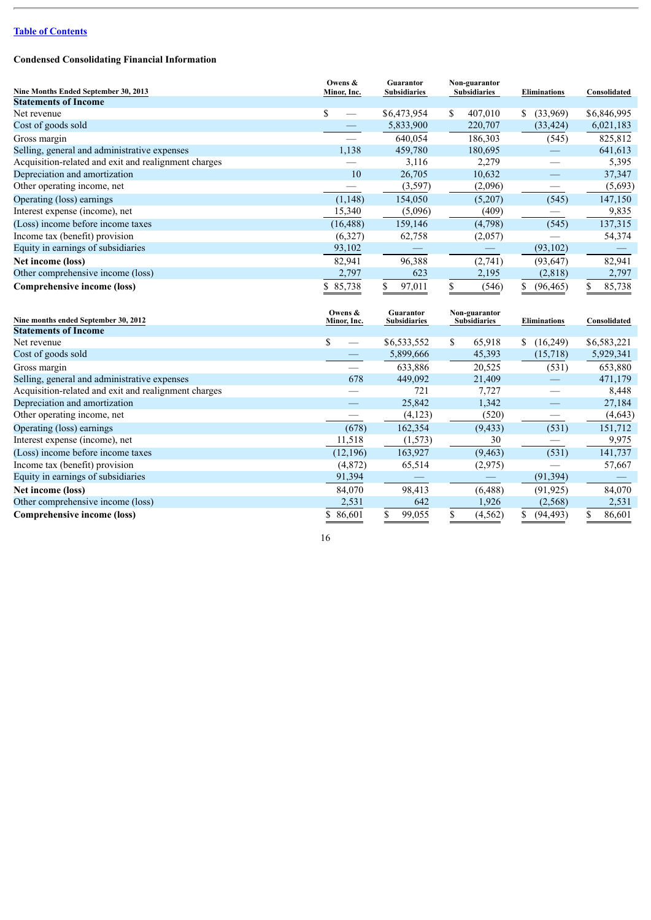[Table of Contents](#)

**Condensed Consolidating Financial Information**

| Nine Months Ended September 30, 2013 | Owens & Minor, Inc. | Guarantor Subsidiaries | Non-guarantor Subsidiaries | Eliminations | Consolidated |
|---|---|---|---|---|---|
| **Statements of Income** | | | | | |
| Net revenue | $ — | $6,473,954 | $ 407,010 | $ (33,969) | $6,846,995 |
| Cost of goods sold | — | 5,833,900 | 220,707 | (33,424) | 6,021,183 |
| Gross margin | — | 640,054 | 186,303 | (545) | 825,812 |
| Selling, general and administrative expenses | 1,138 | 459,780 | 180,695 | — | 641,613 |
| Acquisition-related and exit and realignment charges | — | 3,116 | 2,279 | — | 5,395 |
| Depreciation and amortization | 10 | 26,705 | 10,632 | — | 37,347 |
| Other operating income, net | — | (3,597) | (2,096) | — | (5,693) |
| Operating (loss) earnings | (1,148) | 154,050 | (5,207) | (545) | 147,150 |
| Interest expense (income), net | 15,340 | (5,096) | (409) | — | 9,835 |
| (Loss) income before income taxes | (16,488) | 159,146 | (4,798) | (545) | 137,315 |
| Income tax (benefit) provision | (6,327) | 62,758 | (2,057) | — | 54,374 |
| Equity in earnings of subsidiaries | 93,102 | — | — | (93,102) | — |
| **Net income (loss)** | 82,941 | 96,388 | (2,741) | (93,647) | 82,941 |
| Other comprehensive income (loss) | 2,797 | 623 | 2,195 | (2,818) | 2,797 |
| **Comprehensive income (loss)** | $ 85,738 | $ 97,011 | $ (546) | $ (96,465) | $ 85,738 |

| Nine months ended September 30, 2012 | Owens & Minor, Inc. | Guarantor Subsidiaries | Non-guarantor Subsidiaries | Eliminations | Consolidated |
|---|---|---|---|---|---|
| **Statements of Income** | | | | | |
| Net revenue | $ — | $6,533,552 | $ 65,918 | $ (16,249) | $6,583,221 |
| Cost of goods sold | — | 5,899,666 | 45,393 | (15,718) | 5,929,341 |
| Gross margin | — | 633,886 | 20,525 | (531) | 653,880 |
| Selling, general and administrative expenses | 678 | 449,092 | 21,409 | — | 471,179 |
| Acquisition-related and exit and realignment charges | — | 721 | 7,727 | — | 8,448 |
| Depreciation and amortization | — | 25,842 | 1,342 | — | 27,184 |
| Other operating income, net | — | (4,123) | (520) | — | (4,643) |
| Operating (loss) earnings | (678) | 162,354 | (9,433) | (531) | 151,712 |
| Interest expense (income), net | 11,518 | (1,573) | 30 | — | 9,975 |
| (Loss) income before income taxes | (12,196) | 163,927 | (9,463) | (531) | 141,737 |
| Income tax (benefit) provision | (4,872) | 65,514 | (2,975) | — | 57,667 |
| Equity in earnings of subsidiaries | 91,394 | — | — | (91,394) | — |
| **Net income (loss)** | 84,070 | 98,413 | (6,488) | (91,925) | 84,070 |
| Other comprehensive income (loss) | 2,531 | 642 | 1,926 | (2,568) | 2,531 |
| **Comprehensive income (loss)** | $ 86,601 | $ 99,055 | $ (4,562) | $ (94,493) | $ 86,601 |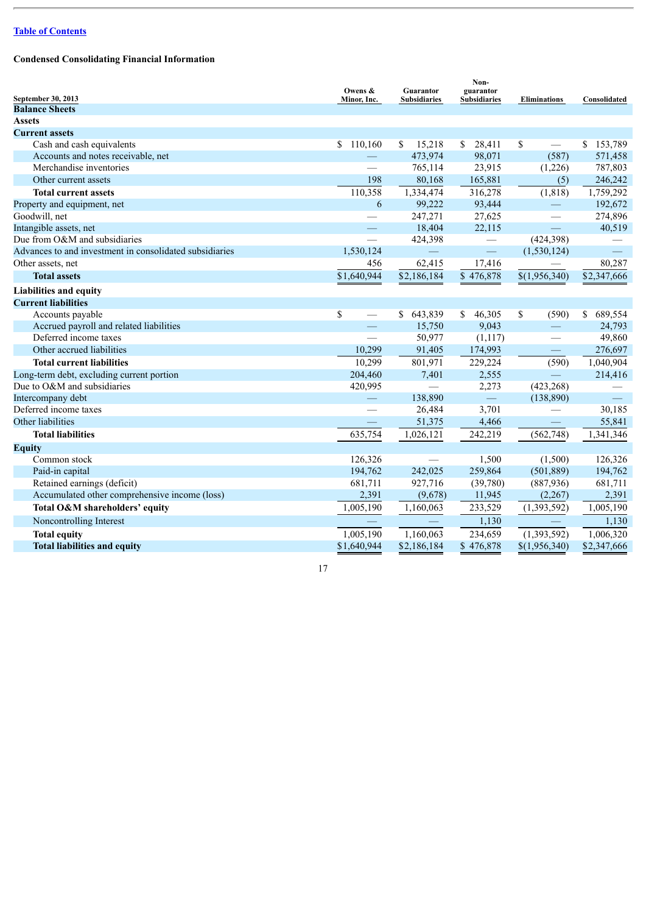[Table of Contents](#)

**Condensed Consolidating Financial Information**

| September 30, 2013 | Owens & Minor, Inc. | Guarantor Subsidiaries | Non-guarantor Subsidiaries | Eliminations | Consolidated |
|---|---|---|---|---|---|
| **Balance Sheets** | | | | | |
| **Assets** | | | | | |
| **Current assets** | | | | | |
| Cash and cash equivalents | $ 110,160 | $ 15,218 | $ 28,411 | $ — | $ 153,789 |
| Accounts and notes receivable, net | — | 473,974 | 98,071 | (587) | 571,458 |
| Merchandise inventories | — | 765,114 | 23,915 | (1,226) | 787,803 |
| Other current assets | 198 | 80,168 | 165,881 | (5) | 246,242 |
| **Total current assets** | 110,358 | 1,334,474 | 316,278 | (1,818) | 1,759,292 |
| Property and equipment, net | 6 | 99,222 | 93,444 | — | 192,672 |
| Goodwill, net | — | 247,271 | 27,625 | — | 274,896 |
| Intangible assets, net | — | 18,404 | 22,115 | — | 40,519 |
| Due from O&M and subsidiaries | — | 424,398 | — | (424,398) | — |
| Advances to and investment in consolidated subsidiaries | 1,530,124 | — | — | (1,530,124) | — |
| Other assets, net | 456 | 62,415 | 17,416 | — | 80,287 |
| **Total assets** | $1,640,944 | $2,186,184 | $ 476,878 | $(1,956,340) | $2,347,666 |
| **Liabilities and equity** | | | | | |
| **Current liabilities** | | | | | |
| Accounts payable | $ — | $ 643,839 | $ 46,305 | $ (590) | $ 689,554 |
| Accrued payroll and related liabilities | — | 15,750 | 9,043 | — | 24,793 |
| Deferred income taxes | — | 50,977 | (1,117) | — | 49,860 |
| Other accrued liabilities | 10,299 | 91,405 | 174,993 | — | 276,697 |
| **Total current liabilities** | 10,299 | 801,971 | 229,224 | (590) | 1,040,904 |
| Long-term debt, excluding current portion | 204,460 | 7,401 | 2,555 | — | 214,416 |
| Due to O&M and subsidiaries | 420,995 | — | 2,273 | (423,268) | — |
| Intercompany debt | — | 138,890 | — | (138,890) | — |
| Deferred income taxes | — | 26,484 | 3,701 | — | 30,185 |
| Other liabilities | — | 51,375 | 4,466 | — | 55,841 |
| **Total liabilities** | 635,754 | 1,026,121 | 242,219 | (562,748) | 1,341,346 |
| **Equity** | | | | | |
| Common stock | 126,326 | — | 1,500 | (1,500) | 126,326 |
| Paid-in capital | 194,762 | 242,025 | 259,864 | (501,889) | 194,762 |
| Retained earnings (deficit) | 681,711 | 927,716 | (39,780) | (887,936) | 681,711 |
| Accumulated other comprehensive income (loss) | 2,391 | (9,678) | 11,945 | (2,267) | 2,391 |
| **Total O&M shareholders' equity** | 1,005,190 | 1,160,063 | 233,529 | (1,393,592) | 1,005,190 |
| Noncontrolling Interest | — | — | 1,130 | — | 1,130 |
| **Total equity** | 1,005,190 | 1,160,063 | 234,659 | (1,393,592) | 1,006,320 |
| **Total liabilities and equity** | $1,640,944 | $2,186,184 | $ 476,878 | $(1,956,340) | $2,347,666 |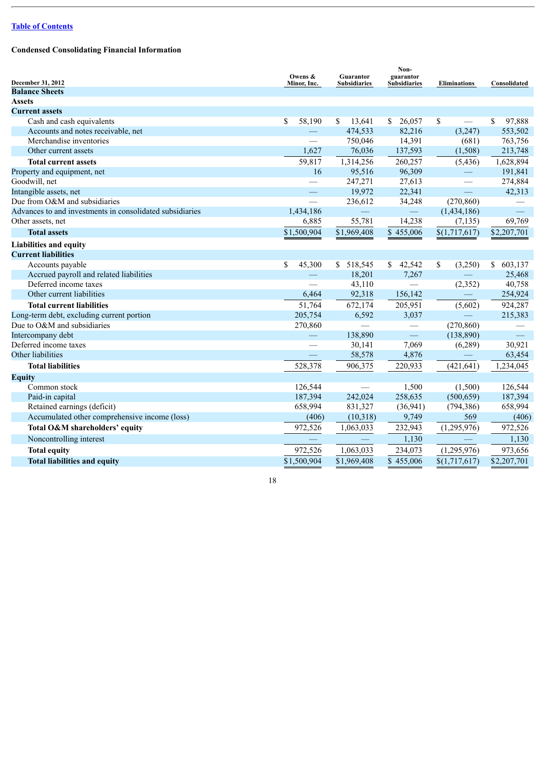[Table of Contents](#)

**Condensed Consolidating Financial Information**

| December 31, 2012 | Owens & Minor, Inc. | Guarantor Subsidiaries | Non-guarantor Subsidiaries | Eliminations | Consolidated |
|---|---|---|---|---|---|
| **Balance Sheets** | | | | | |
| **Assets** | | | | | |
| **Current assets** | | | | | |
| Cash and cash equivalents | $ 58,190 | $ 13,641 | $ 26,057 | $ — | $ 97,888 |
| Accounts and notes receivable, net | — | 474,533 | 82,216 | (3,247) | 553,502 |
| Merchandise inventories | — | 750,046 | 14,391 | (681) | 763,756 |
| Other current assets | 1,627 | 76,036 | 137,593 | (1,508) | 213,748 |
| **Total current assets** | 59,817 | 1,314,256 | 260,257 | (5,436) | 1,628,894 |
| Property and equipment, net | 16 | 95,516 | 96,309 | — | 191,841 |
| Goodwill, net | — | 247,271 | 27,613 | — | 274,884 |
| Intangible assets, net | — | 19,972 | 22,341 | — | 42,313 |
| Due from O&M and subsidiaries | — | 236,612 | 34,248 | (270,860) | — |
| Advances to and investments in consolidated subsidiaries | 1,434,186 | — | — | (1,434,186) | — |
| Other assets, net | 6,885 | 55,781 | 14,238 | (7,135) | 69,769 |
| **Total assets** | $1,500,904 | $1,969,408 | $ 455,006 | $(1,717,617) | $2,207,701 |
| **Liabilities and equity** | | | | | |
| **Current liabilities** | | | | | |
| Accounts payable | $ 45,300 | $ 518,545 | $ 42,542 | $ (3,250) | $ 603,137 |
| Accrued payroll and related liabilities | — | 18,201 | 7,267 | — | 25,468 |
| Deferred income taxes | — | 43,110 | — | (2,352) | 40,758 |
| Other current liabilities | 6,464 | 92,318 | 156,142 | — | 254,924 |
| **Total current liabilities** | 51,764 | 672,174 | 205,951 | (5,602) | 924,287 |
| Long-term debt, excluding current portion | 205,754 | 6,592 | 3,037 | — | 215,383 |
| Due to O&M and subsidiaries | 270,860 | — | — | (270,860) | — |
| Intercompany debt | — | 138,890 | — | (138,890) | — |
| Deferred income taxes | — | 30,141 | 7,069 | (6,289) | 30,921 |
| Other liabilities | — | 58,578 | 4,876 | — | 63,454 |
| **Total liabilities** | 528,378 | 906,375 | 220,933 | (421,641) | 1,234,045 |
| **Equity** | | | | | |
| Common stock | 126,544 | — | 1,500 | (1,500) | 126,544 |
| Paid-in capital | 187,394 | 242,024 | 258,635 | (500,659) | 187,394 |
| Retained earnings (deficit) | 658,994 | 831,327 | (36,941) | (794,386) | 658,994 |
| Accumulated other comprehensive income (loss) | (406) | (10,318) | 9,749 | 569 | (406) |
| **Total O&M shareholders' equity** | 972,526 | 1,063,033 | 232,943 | (1,295,976) | 972,526 |
| Noncontrolling interest | — | — | 1,130 | — | 1,130 |
| **Total equity** | 972,526 | 1,063,033 | 234,073 | (1,295,976) | 973,656 |
| **Total liabilities and equity** | $1,500,904 | $1,969,408 | $ 455,006 | $(1,717,617) | $2,207,701 |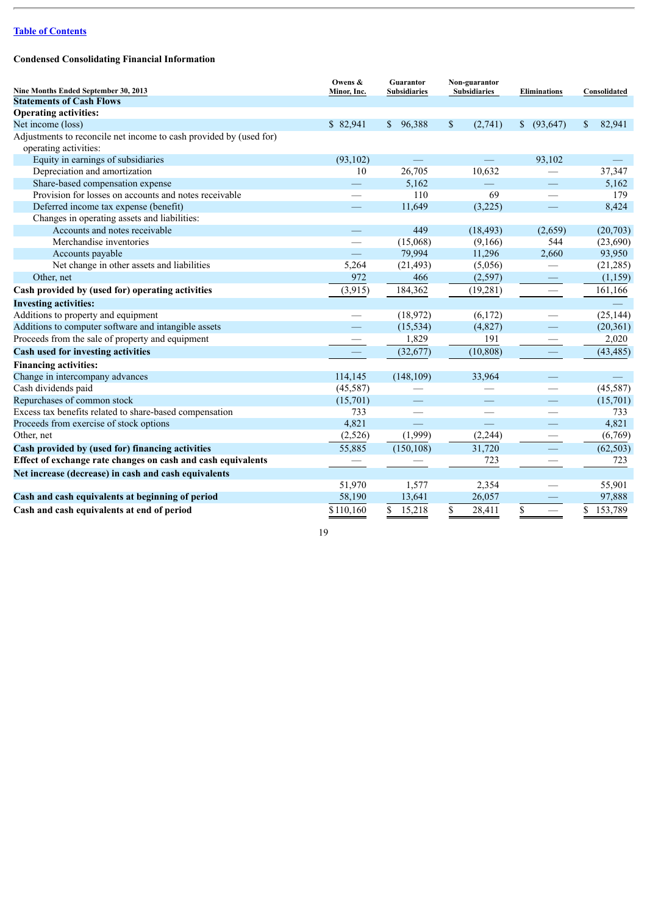[Table of Contents](#)

**Condensed Consolidating Financial Information**

| Nine Months Ended September 30, 2013 | Owens & Minor, Inc. | Guarantor Subsidiaries | Non-guarantor Subsidiaries | Eliminations | Consolidated |
|---|---|---|---|---|---|
| **Statements of Cash Flows** | | | | | |
| **Operating activities:** | | | | | |
| Net income (loss) | $ 82,941 | $ 96,388 | $ (2,741) | $ (93,647) | $ 82,941 |
| Adjustments to reconcile net income to cash provided by (used for) operating activities: | | | | | |
| Equity in earnings of subsidiaries | (93,102) | — | — | 93,102 | — |
| Depreciation and amortization | 10 | 26,705 | 10,632 | — | 37,347 |
| Share-based compensation expense | — | 5,162 | — | — | 5,162 |
| Provision for losses on accounts and notes receivable | — | 110 | 69 | — | 179 |
| Deferred income tax expense (benefit) | — | 11,649 | (3,225) | — | 8,424 |
| Changes in operating assets and liabilities: | | | | | |
| Accounts and notes receivable | — | 449 | (18,493) | (2,659) | (20,703) |
| Merchandise inventories | — | (15,068) | (9,166) | 544 | (23,690) |
| Accounts payable | — | 79,994 | 11,296 | 2,660 | 93,950 |
| Net change in other assets and liabilities | 5,264 | (21,493) | (5,056) | — | (21,285) |
| Other, net | 972 | 466 | (2,597) | — | (1,159) |
| **Cash provided by (used for) operating activities** | (3,915) | 184,362 | (19,281) | — | 161,166 |
| **Investing activities:** | | | | | — |
| Additions to property and equipment | — | (18,972) | (6,172) | — | (25,144) |
| Additions to computer software and intangible assets | — | (15,534) | (4,827) | — | (20,361) |
| Proceeds from the sale of property and equipment | — | 1,829 | 191 | — | 2,020 |
| **Cash used for investing activities** | — | (32,677) | (10,808) | — | (43,485) |
| **Financing activities:** | | | | | |
| Change in intercompany advances | 114,145 | (148,109) | 33,964 | — | — |
| Cash dividends paid | (45,587) | — | — | — | (45,587) |
| Repurchases of common stock | (15,701) | — | — | — | (15,701) |
| Excess tax benefits related to share-based compensation | 733 | — | — | — | 733 |
| Proceeds from exercise of stock options | 4,821 | — | — | — | 4,821 |
| Other, net | (2,526) | (1,999) | (2,244) | — | (6,769) |
| **Cash provided by (used for) financing activities** | 55,885 | (150,108) | 31,720 | — | (62,503) |
| **Effect of exchange rate changes on cash and cash equivalents** | — | — | 723 | — | 723 |
| **Net increase (decrease) in cash and cash equivalents** | 51,970 | 1,577 | 2,354 | — | 55,901 |
| **Cash and cash equivalents at beginning of period** | 58,190 | 13,641 | 26,057 | — | 97,888 |
| **Cash and cash equivalents at end of period** | $110,160 | $ 15,218 | $ 28,411 | $ — | $ 153,789 |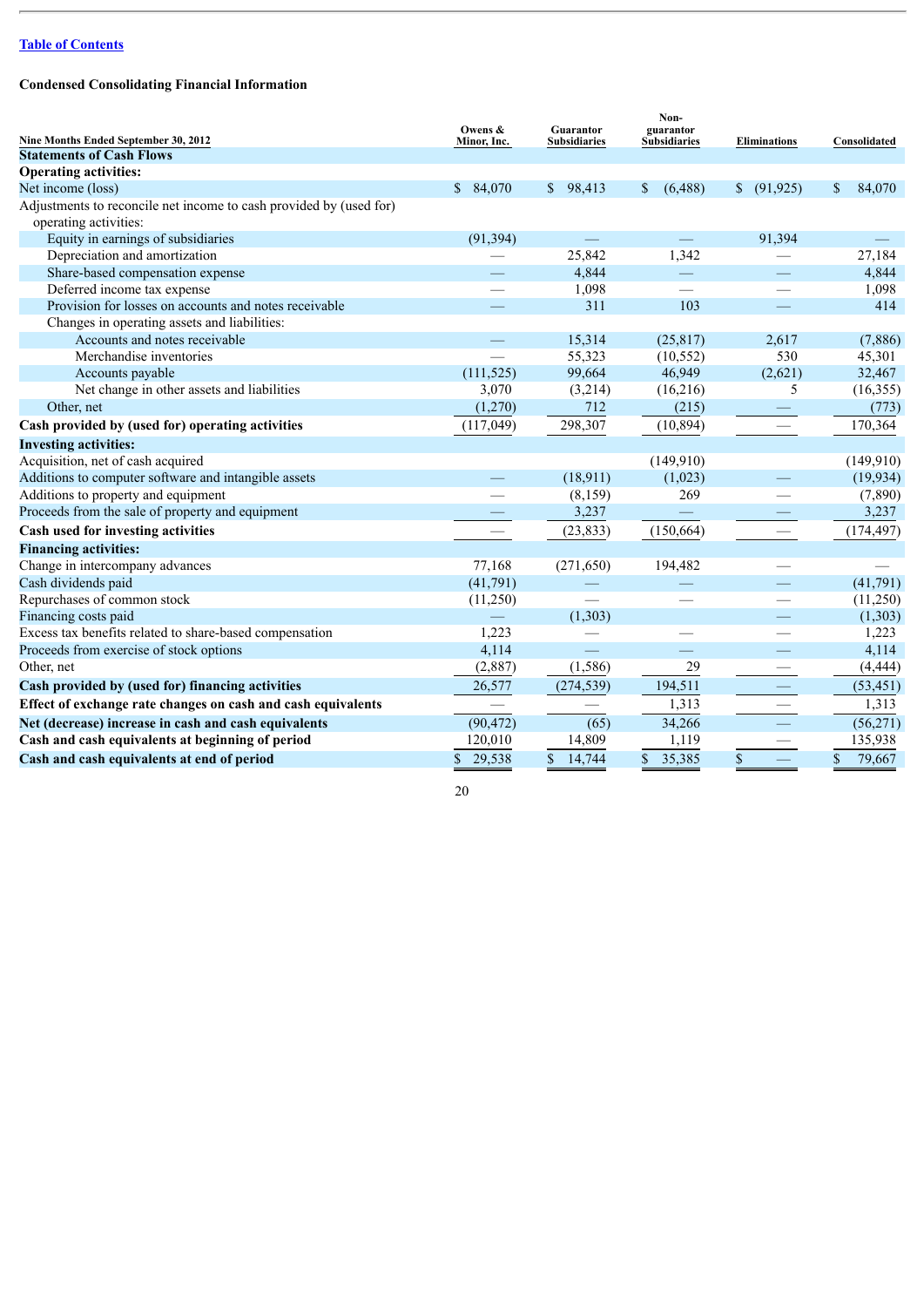[Table of Contents](#)

**Condensed Consolidating Financial Information**

| Nine Months Ended September 30, 2012 | Owens & Minor, Inc. | Guarantor Subsidiaries | Non-guarantor Subsidiaries | Eliminations | Consolidated |
|---|---|---|---|---|---|
| **Statements of Cash Flows** | | | | | |
| **Operating activities:** | | | | | |
| Net income (loss) | $ 84,070 | $ 98,413 | $ (6,488) | $ (91,925) | $ 84,070 |
| Adjustments to reconcile net income to cash provided by (used for) operating activities: | | | | | |
| Equity in earnings of subsidiaries | (91,394) | — | — | 91,394 | — |
| Depreciation and amortization | — | 25,842 | 1,342 | — | 27,184 |
| Share-based compensation expense | — | 4,844 | — | — | 4,844 |
| Deferred income tax expense | — | 1,098 | — | — | 1,098 |
| Provision for losses on accounts and notes receivable | — | 311 | 103 | — | 414 |
| Changes in operating assets and liabilities: | | | | | |
| Accounts and notes receivable | — | 15,314 | (25,817) | 2,617 | (7,886) |
| Merchandise inventories | — | 55,323 | (10,552) | 530 | 45,301 |
| Accounts payable | (111,525) | 99,664 | 46,949 | (2,621) | 32,467 |
| Net change in other assets and liabilities | 3,070 | (3,214) | (16,216) | 5 | (16,355) |
| Other, net | (1,270) | 712 | (215) | — | (773) |
| **Cash provided by (used for) operating activities** | (117,049) | 298,307 | (10,894) | — | 170,364 |
| **Investing activities:** | | | | | |
| Acquisition, net of cash acquired | | | (149,910) | | (149,910) |
| Additions to computer software and intangible assets | — | (18,911) | (1,023) | — | (19,934) |
| Additions to property and equipment | — | (8,159) | 269 | — | (7,890) |
| Proceeds from the sale of property and equipment | — | 3,237 | — | — | 3,237 |
| **Cash used for investing activities** | — | (23,833) | (150,664) | — | (174,497) |
| **Financing activities:** | | | | | |
| Change in intercompany advances | 77,168 | (271,650) | 194,482 | — | — |
| Cash dividends paid | (41,791) | — | — | — | (41,791) |
| Repurchases of common stock | (11,250) | — | — | — | (11,250) |
| Financing costs paid | — | (1,303) | | — | (1,303) |
| Excess tax benefits related to share-based compensation | 1,223 | — | — | — | 1,223 |
| Proceeds from exercise of stock options | 4,114 | — | — | — | 4,114 |
| Other, net | (2,887) | (1,586) | 29 | — | (4,444) |
| **Cash provided by (used for) financing activities** | 26,577 | (274,539) | 194,511 | — | (53,451) |
| **Effect of exchange rate changes on cash and cash equivalents** | — | — | 1,313 | — | 1,313 |
| **Net (decrease) increase in cash and cash equivalents** | (90,472) | (65) | 34,266 | — | (56,271) |
| **Cash and cash equivalents at beginning of period** | 120,010 | 14,809 | 1,119 | — | 135,938 |
| **Cash and cash equivalents at end of period** | $ 29,538 | $ 14,744 | $ 35,385 | $ — | $ 79,667 |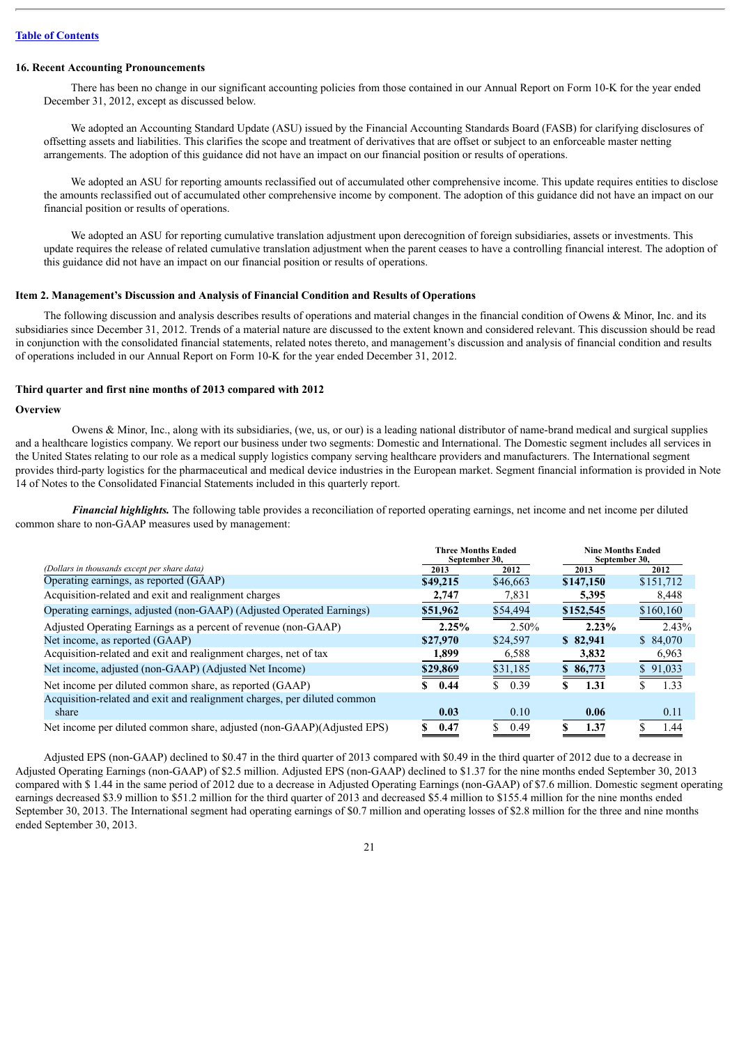[Table of Contents](#)

### 16. Recent Accounting Pronouncements

There has been no change in our significant accounting policies from those contained in our Annual Report on Form 10-K for the year ended December 31, 2012, except as discussed below.

We adopted an Accounting Standard Update (ASU) issued by the Financial Accounting Standards Board (FASB) for clarifying disclosures of offsetting assets and liabilities. This clarifies the scope and treatment of derivatives that are offset or subject to an enforceable master netting arrangements. The adoption of this guidance did not have an impact on our financial position or results of operations.

We adopted an ASU for reporting amounts reclassified out of accumulated other comprehensive income. This update requires entities to disclose the amounts reclassified out of accumulated other comprehensive income by component. The adoption of this guidance did not have an impact on our financial position or results of operations.

We adopted an ASU for reporting cumulative translation adjustment upon derecognition of foreign subsidiaries, assets or investments. This update requires the release of related cumulative translation adjustment when the parent ceases to have a controlling financial interest. The adoption of this guidance did not have an impact on our financial position or results of operations.

## Item 2. Management's Discussion and Analysis of Financial Condition and Results of Operations

The following discussion and analysis describes results of operations and material changes in the financial condition of Owens & Minor, Inc. and its subsidiaries since December 31, 2012. Trends of a material nature are discussed to the extent known and considered relevant. This discussion should be read in conjunction with the consolidated financial statements, related notes thereto, and management's discussion and analysis of financial condition and results of operations included in our Annual Report on Form 10-K for the year ended December 31, 2012.

### Third quarter and first nine months of 2013 compared with 2012

### Overview

Owens & Minor, Inc., along with its subsidiaries, (we, us, or our) is a leading national distributor of name-brand medical and surgical supplies and a healthcare logistics company. We report our business under two segments: Domestic and International. The Domestic segment includes all services in the United States relating to our role as a medical supply logistics company serving healthcare providers and manufacturers. The International segment provides third-party logistics for the pharmaceutical and medical device industries in the European market. Segment financial information is provided in Note 14 of Notes to the Consolidated Financial Statements included in this quarterly report.

***Financial highlights.*** The following table provides a reconciliation of reported operating earnings, net income and net income per diluted common share to non-GAAP measures used by management:

| *(Dollars in thousands except per share data)* | Three Months Ended September 30, | | Nine Months Ended September 30, | |
|---|---|---|---|---|
| | **2013** | 2012 | **2013** | 2012 |
| Operating earnings, as reported (GAAP) | **$49,215** | $46,663 | **$147,150** | $151,712 |
| Acquisition-related and exit and realignment charges | **2,747** | 7,831 | **5,395** | 8,448 |
| Operating earnings, adjusted (non-GAAP) (Adjusted Operated Earnings) | **$51,962** | $54,494 | **$152,545** | $160,160 |
| Adjusted Operating Earnings as a percent of revenue (non-GAAP) | **2.25%** | 2.50% | **2.23%** | 2.43% |
| Net income, as reported (GAAP) | **$27,970** | $24,597 | **$ 82,941** | $ 84,070 |
| Acquisition-related and exit and realignment charges, net of tax | **1,899** | 6,588 | **3,832** | 6,963 |
| Net income, adjusted (non-GAAP) (Adjusted Net Income) | **$29,869** | $31,185 | **$ 86,773** | $ 91,033 |
| Net income per diluted common share, as reported (GAAP) | **$ 0.44** | $ 0.39 | **$ 1.31** | $ 1.33 |
| Acquisition-related and exit and realignment charges, per diluted common share | **0.03** | 0.10 | **0.06** | 0.11 |
| Net income per diluted common share, adjusted (non-GAAP)(Adjusted EPS) | **$ 0.47** | $ 0.49 | **$ 1.37** | $ 1.44 |

Adjusted EPS (non-GAAP) declined to $0.47 in the third quarter of 2013 compared with $0.49 in the third quarter of 2012 due to a decrease in Adjusted Operating Earnings (non-GAAP) of $2.5 million. Adjusted EPS (non-GAAP) declined to $1.37 for the nine months ended September 30, 2013 compared with $ 1.44 in the same period of 2012 due to a decrease in Adjusted Operating Earnings (non-GAAP) of $7.6 million. Domestic segment operating earnings decreased $3.9 million to $51.2 million for the third quarter of 2013 and decreased $5.4 million to $155.4 million for the nine months ended September 30, 2013. The International segment had operating earnings of $0.7 million and operating losses of $2.8 million for the three and nine months ended September 30, 2013.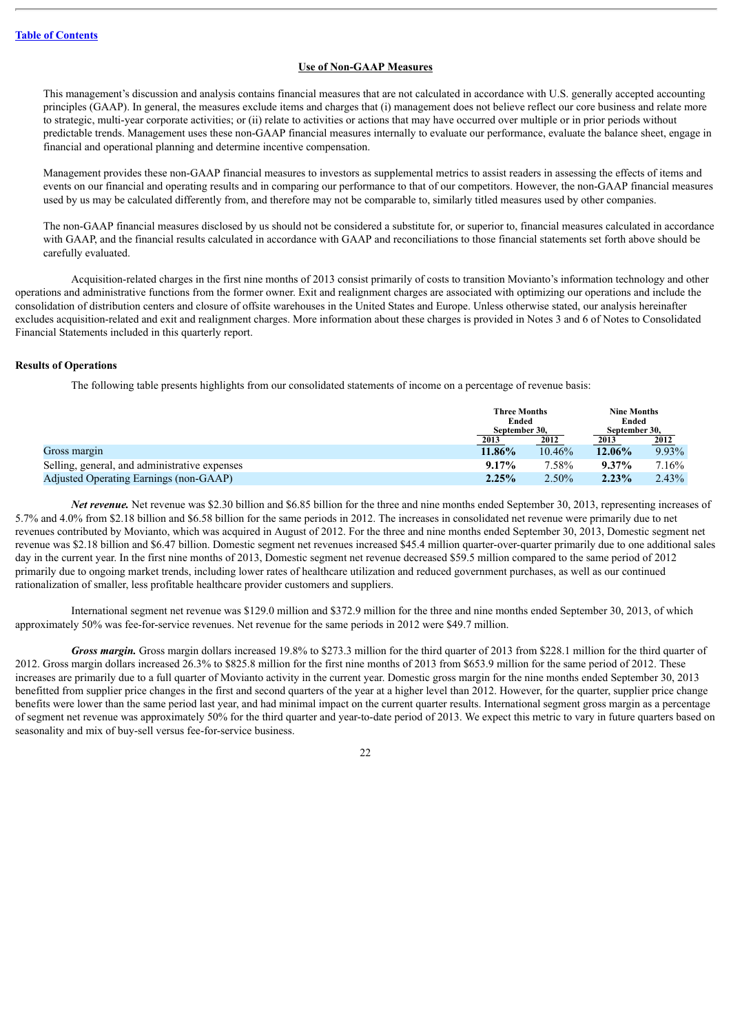Table of Contents

## Use of Non-GAAP Measures

This management's discussion and analysis contains financial measures that are not calculated in accordance with U.S. generally accepted accounting principles (GAAP). In general, the measures exclude items and charges that (i) management does not believe reflect our core business and relate more to strategic, multi-year corporate activities; or (ii) relate to activities or actions that may have occurred over multiple or in prior periods without predictable trends. Management uses these non-GAAP financial measures internally to evaluate our performance, evaluate the balance sheet, engage in financial and operational planning and determine incentive compensation.

Management provides these non-GAAP financial measures to investors as supplemental metrics to assist readers in assessing the effects of items and events on our financial and operating results and in comparing our performance to that of our competitors. However, the non-GAAP financial measures used by us may be calculated differently from, and therefore may not be comparable to, similarly titled measures used by other companies.

The non-GAAP financial measures disclosed by us should not be considered a substitute for, or superior to, financial measures calculated in accordance with GAAP, and the financial results calculated in accordance with GAAP and reconciliations to those financial statements set forth above should be carefully evaluated.

Acquisition-related charges in the first nine months of 2013 consist primarily of costs to transition Movianto's information technology and other operations and administrative functions from the former owner. Exit and realignment charges are associated with optimizing our operations and include the consolidation of distribution centers and closure of offsite warehouses in the United States and Europe. Unless otherwise stated, our analysis hereinafter excludes acquisition-related and exit and realignment charges. More information about these charges is provided in Notes 3 and 6 of Notes to Consolidated Financial Statements included in this quarterly report.

### Results of Operations

The following table presents highlights from our consolidated statements of income on a percentage of revenue basis:

| | Three Months Ended September 30, | | Nine Months Ended September 30, | |
|---|---|---|---|---|
| | 2013 | 2012 | 2013 | 2012 |
| Gross margin | **11.86%** | 10.46% | **12.06%** | 9.93% |
| Selling, general, and administrative expenses | **9.17%** | 7.58% | **9.37%** | 7.16% |
| Adjusted Operating Earnings (non-GAAP) | **2.25%** | 2.50% | **2.23%** | 2.43% |

***Net revenue.*** Net revenue was $2.30 billion and $6.85 billion for the three and nine months ended September 30, 2013, representing increases of 5.7% and 4.0% from $2.18 billion and $6.58 billion for the same periods in 2012. The increases in consolidated net revenue were primarily due to net revenues contributed by Movianto, which was acquired in August of 2012. For the three and nine months ended September 30, 2013, Domestic segment net revenue was $2.18 billion and $6.47 billion. Domestic segment net revenues increased $45.4 million quarter-over-quarter primarily due to one additional sales day in the current year. In the first nine months of 2013, Domestic segment net revenue decreased $59.5 million compared to the same period of 2012 primarily due to ongoing market trends, including lower rates of healthcare utilization and reduced government purchases, as well as our continued rationalization of smaller, less profitable healthcare provider customers and suppliers.

International segment net revenue was $129.0 million and $372.9 million for the three and nine months ended September 30, 2013, of which approximately 50% was fee-for-service revenues. Net revenue for the same periods in 2012 were $49.7 million.

***Gross margin.*** Gross margin dollars increased 19.8% to $273.3 million for the third quarter of 2013 from $228.1 million for the third quarter of 2012. Gross margin dollars increased 26.3% to $825.8 million for the first nine months of 2013 from $653.9 million for the same period of 2012. These increases are primarily due to a full quarter of Movianto activity in the current year. Domestic gross margin for the nine months ended September 30, 2013 benefitted from supplier price changes in the first and second quarters of the year at a higher level than 2012. However, for the quarter, supplier price change benefits were lower than the same period last year, and had minimal impact on the current quarter results. International segment gross margin as a percentage of segment net revenue was approximately 50% for the third quarter and year-to-date period of 2013. We expect this metric to vary in future quarters based on seasonality and mix of buy-sell versus fee-for-service business.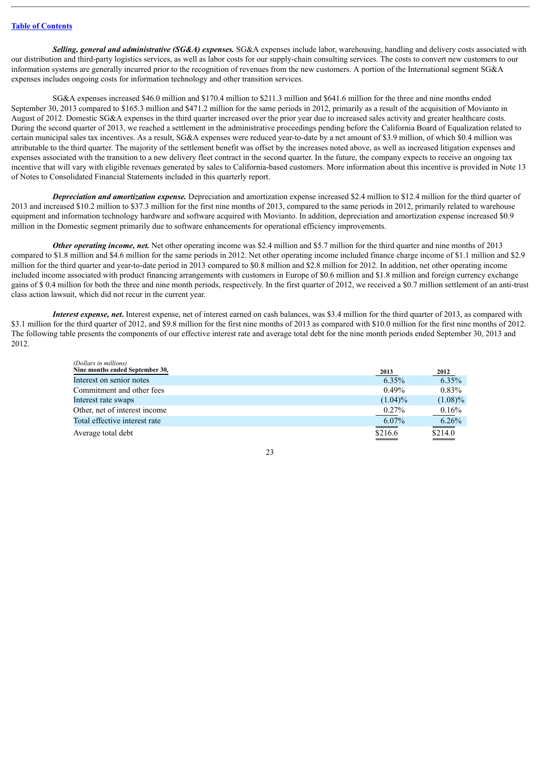[Table of Contents](#)

***Selling, general and administrative (SG&A) expenses.*** SG&A expenses include labor, warehousing, handling and delivery costs associated with our distribution and third-party logistics services, as well as labor costs for our supply-chain consulting services. The costs to convert new customers to our information systems are generally incurred prior to the recognition of revenues from the new customers. A portion of the International segment SG&A expenses includes ongoing costs for information technology and other transition services.

SG&A expenses increased $46.0 million and $170.4 million to $211.3 million and $641.6 million for the three and nine months ended September 30, 2013 compared to $165.3 million and $471.2 million for the same periods in 2012, primarily as a result of the acquisition of Movianto in August of 2012. Domestic SG&A expenses in the third quarter increased over the prior year due to increased sales activity and greater healthcare costs. During the second quarter of 2013, we reached a settlement in the administrative proceedings pending before the California Board of Equalization related to certain municipal sales tax incentives. As a result, SG&A expenses were reduced year-to-date by a net amount of $3.9 million, of which $0.4 million was attributable to the third quarter. The majority of the settlement benefit was offset by the increases noted above, as well as increased litigation expenses and expenses associated with the transition to a new delivery fleet contract in the second quarter. In the future, the company expects to receive an ongoing tax incentive that will vary with eligible revenues generated by sales to California-based customers. More information about this incentive is provided in Note 13 of Notes to Consolidated Financial Statements included in this quarterly report.

***Depreciation and amortization expense.*** Depreciation and amortization expense increased $2.4 million to $12.4 million for the third quarter of 2013 and increased $10.2 million to $37.3 million for the first nine months of 2013, compared to the same periods in 2012, primarily related to warehouse equipment and information technology hardware and software acquired with Movianto. In addition, depreciation and amortization expense increased $0.9 million in the Domestic segment primarily due to software enhancements for operational efficiency improvements.

***Other operating income, net.*** Net other operating income was $2.4 million and $5.7 million for the third quarter and nine months of 2013 compared to $1.8 million and $4.6 million for the same periods in 2012. Net other operating income included finance charge income of $1.1 million and $2.9 million for the third quarter and year-to-date period in 2013 compared to $0.8 million and $2.8 million for 2012. In addition, net other operating income included income associated with product financing arrangements with customers in Europe of $0.6 million and $1.8 million and foreign currency exchange gains of $ 0.4 million for both the three and nine month periods, respectively. In the first quarter of 2012, we received a $0.7 million settlement of an anti-trust class action lawsuit, which did not recur in the current year.

***Interest expense, net.*** Interest expense, net of interest earned on cash balances, was $3.4 million for the third quarter of 2013, as compared with $3.1 million for the third quarter of 2012, and $9.8 million for the first nine months of 2013 as compared with $10.0 million for the first nine months of 2012. The following table presents the components of our effective interest rate and average total debt for the nine month periods ended September 30, 2013 and 2012.

| *(Dollars in millions)* **Nine months ended September 30,** | 2013 | 2012 |
|---|---|---|
| Interest on senior notes | 6.35% | 6.35% |
| Commitment and other fees | 0.49% | 0.83% |
| Interest rate swaps | (1.04)% | (1.08)% |
| Other, net of interest income | 0.27% | 0.16% |
| Total effective interest rate | 6.07% | 6.26% |
| Average total debt | $216.6 | $214.0 |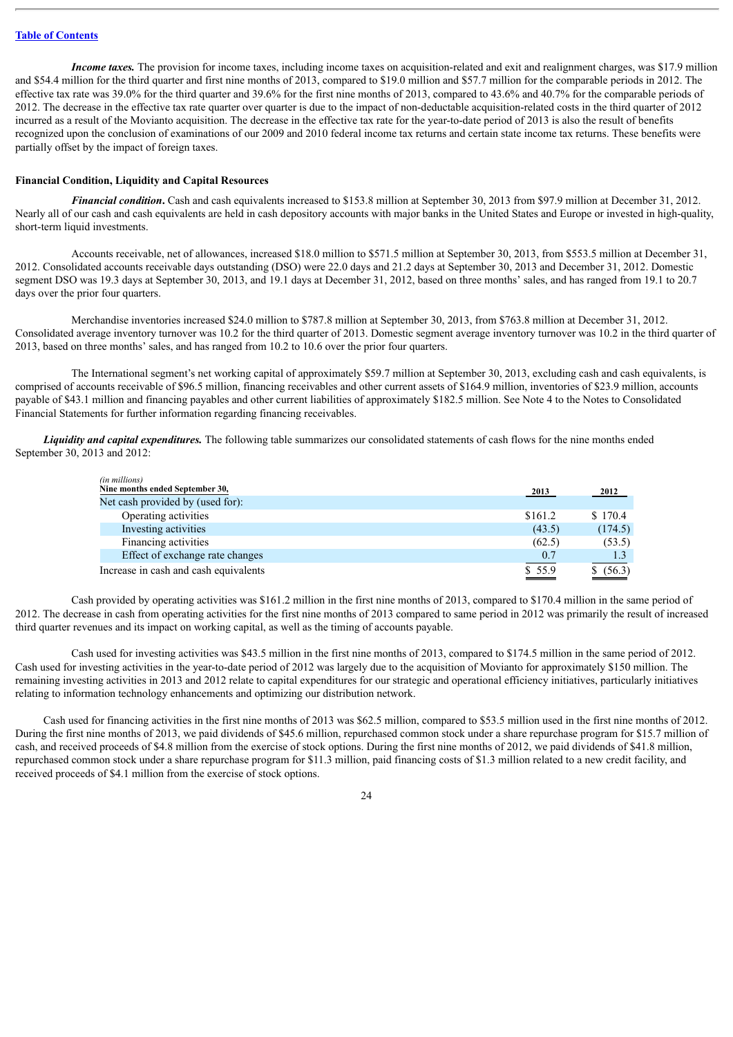[Table of Contents](#)

***Income taxes.*** The provision for income taxes, including income taxes on acquisition-related and exit and realignment charges, was $17.9 million and $54.4 million for the third quarter and first nine months of 2013, compared to $19.0 million and $57.7 million for the comparable periods in 2012. The effective tax rate was 39.0% for the third quarter and 39.6% for the first nine months of 2013, compared to 43.6% and 40.7% for the comparable periods of 2012. The decrease in the effective tax rate quarter over quarter is due to the impact of non-deductable acquisition-related costs in the third quarter of 2012 incurred as a result of the Movianto acquisition. The decrease in the effective tax rate for the year-to-date period of 2013 is also the result of benefits recognized upon the conclusion of examinations of our 2009 and 2010 federal income tax returns and certain state income tax returns. These benefits were partially offset by the impact of foreign taxes.

**Financial Condition, Liquidity and Capital Resources**

***Financial condition*.** Cash and cash equivalents increased to $153.8 million at September 30, 2013 from $97.9 million at December 31, 2012. Nearly all of our cash and cash equivalents are held in cash depository accounts with major banks in the United States and Europe or invested in high-quality, short-term liquid investments.

Accounts receivable, net of allowances, increased $18.0 million to $571.5 million at September 30, 2013, from $553.5 million at December 31, 2012. Consolidated accounts receivable days outstanding (DSO) were 22.0 days and 21.2 days at September 30, 2013 and December 31, 2012. Domestic segment DSO was 19.3 days at September 30, 2013, and 19.1 days at December 31, 2012, based on three months' sales, and has ranged from 19.1 to 20.7 days over the prior four quarters.

Merchandise inventories increased $24.0 million to $787.8 million at September 30, 2013, from $763.8 million at December 31, 2012. Consolidated average inventory turnover was 10.2 for the third quarter of 2013. Domestic segment average inventory turnover was 10.2 in the third quarter of 2013, based on three months' sales, and has ranged from 10.2 to 10.6 over the prior four quarters.

The International segment's net working capital of approximately $59.7 million at September 30, 2013, excluding cash and cash equivalents, is comprised of accounts receivable of $96.5 million, financing receivables and other current assets of $164.9 million, inventories of $23.9 million, accounts payable of $43.1 million and financing payables and other current liabilities of approximately $182.5 million. See Note 4 to the Notes to Consolidated Financial Statements for further information regarding financing receivables.

***Liquidity and capital expenditures.*** The following table summarizes our consolidated statements of cash flows for the nine months ended September 30, 2013 and 2012:

| *(in millions)* **Nine months ended September 30,** | **2013** | **2012** |
|---|---|---|
| Net cash provided by (used for): | | |
| Operating activities | $161.2 | $ 170.4 |
| Investing activities | (43.5) | (174.5) |
| Financing activities | (62.5) | (53.5) |
| Effect of exchange rate changes | 0.7 | 1.3 |
| Increase in cash and cash equivalents | $ 55.9 | $ (56.3) |

Cash provided by operating activities was $161.2 million in the first nine months of 2013, compared to $170.4 million in the same period of 2012. The decrease in cash from operating activities for the first nine months of 2013 compared to same period in 2012 was primarily the result of increased third quarter revenues and its impact on working capital, as well as the timing of accounts payable.

Cash used for investing activities was $43.5 million in the first nine months of 2013, compared to $174.5 million in the same period of 2012. Cash used for investing activities in the year-to-date period of 2012 was largely due to the acquisition of Movianto for approximately $150 million. The remaining investing activities in 2013 and 2012 relate to capital expenditures for our strategic and operational efficiency initiatives, particularly initiatives relating to information technology enhancements and optimizing our distribution network.

Cash used for financing activities in the first nine months of 2013 was $62.5 million, compared to $53.5 million used in the first nine months of 2012. During the first nine months of 2013, we paid dividends of $45.6 million, repurchased common stock under a share repurchase program for $15.7 million of cash, and received proceeds of $4.8 million from the exercise of stock options. During the first nine months of 2012, we paid dividends of $41.8 million, repurchased common stock under a share repurchase program for $11.3 million, paid financing costs of $1.3 million related to a new credit facility, and received proceeds of $4.1 million from the exercise of stock options.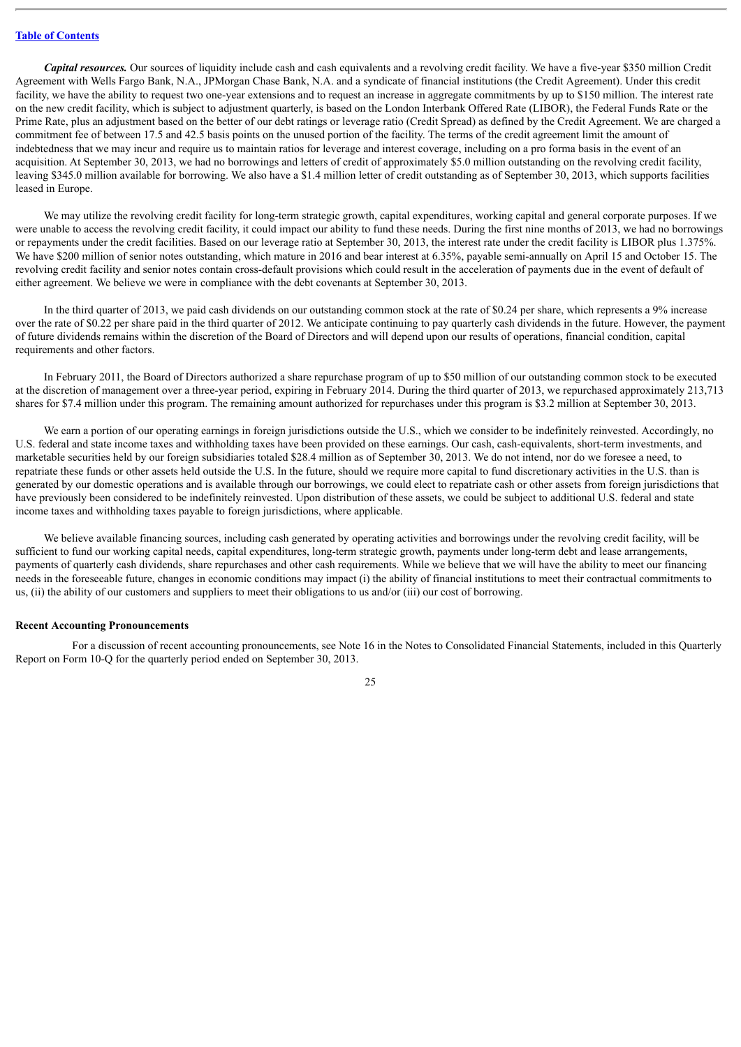***Capital resources.*** Our sources of liquidity include cash and cash equivalents and a revolving credit facility. We have a five-year $350 million Credit Agreement with Wells Fargo Bank, N.A., JPMorgan Chase Bank, N.A. and a syndicate of financial institutions (the Credit Agreement). Under this credit facility, we have the ability to request two one-year extensions and to request an increase in aggregate commitments by up to $150 million. The interest rate on the new credit facility, which is subject to adjustment quarterly, is based on the London Interbank Offered Rate (LIBOR), the Federal Funds Rate or the Prime Rate, plus an adjustment based on the better of our debt ratings or leverage ratio (Credit Spread) as defined by the Credit Agreement. We are charged a commitment fee of between 17.5 and 42.5 basis points on the unused portion of the facility. The terms of the credit agreement limit the amount of indebtedness that we may incur and require us to maintain ratios for leverage and interest coverage, including on a pro forma basis in the event of an acquisition. At September 30, 2013, we had no borrowings and letters of credit of approximately $5.0 million outstanding on the revolving credit facility, leaving $345.0 million available for borrowing. We also have a $1.4 million letter of credit outstanding as of September 30, 2013, which supports facilities leased in Europe.

We may utilize the revolving credit facility for long-term strategic growth, capital expenditures, working capital and general corporate purposes. If we were unable to access the revolving credit facility, it could impact our ability to fund these needs. During the first nine months of 2013, we had no borrowings or repayments under the credit facilities. Based on our leverage ratio at September 30, 2013, the interest rate under the credit facility is LIBOR plus 1.375%. We have $200 million of senior notes outstanding, which mature in 2016 and bear interest at 6.35%, payable semi-annually on April 15 and October 15. The revolving credit facility and senior notes contain cross-default provisions which could result in the acceleration of payments due in the event of default of either agreement. We believe we were in compliance with the debt covenants at September 30, 2013.

In the third quarter of 2013, we paid cash dividends on our outstanding common stock at the rate of $0.24 per share, which represents a 9% increase over the rate of $0.22 per share paid in the third quarter of 2012. We anticipate continuing to pay quarterly cash dividends in the future. However, the payment of future dividends remains within the discretion of the Board of Directors and will depend upon our results of operations, financial condition, capital requirements and other factors.

In February 2011, the Board of Directors authorized a share repurchase program of up to $50 million of our outstanding common stock to be executed at the discretion of management over a three-year period, expiring in February 2014. During the third quarter of 2013, we repurchased approximately 213,713 shares for $7.4 million under this program. The remaining amount authorized for repurchases under this program is $3.2 million at September 30, 2013.

We earn a portion of our operating earnings in foreign jurisdictions outside the U.S., which we consider to be indefinitely reinvested. Accordingly, no U.S. federal and state income taxes and withholding taxes have been provided on these earnings. Our cash, cash-equivalents, short-term investments, and marketable securities held by our foreign subsidiaries totaled $28.4 million as of September 30, 2013. We do not intend, nor do we foresee a need, to repatriate these funds or other assets held outside the U.S. In the future, should we require more capital to fund discretionary activities in the U.S. than is generated by our domestic operations and is available through our borrowings, we could elect to repatriate cash or other assets from foreign jurisdictions that have previously been considered to be indefinitely reinvested. Upon distribution of these assets, we could be subject to additional U.S. federal and state income taxes and withholding taxes payable to foreign jurisdictions, where applicable.

We believe available financing sources, including cash generated by operating activities and borrowings under the revolving credit facility, will be sufficient to fund our working capital needs, capital expenditures, long-term strategic growth, payments under long-term debt and lease arrangements, payments of quarterly cash dividends, share repurchases and other cash requirements. While we believe that we will have the ability to meet our financing needs in the foreseeable future, changes in economic conditions may impact (i) the ability of financial institutions to meet their contractual commitments to us, (ii) the ability of our customers and suppliers to meet their obligations to us and/or (iii) our cost of borrowing.

**Recent Accounting Pronouncements**

For a discussion of recent accounting pronouncements, see Note 16 in the Notes to Consolidated Financial Statements, included in this Quarterly Report on Form 10-Q for the quarterly period ended on September 30, 2013.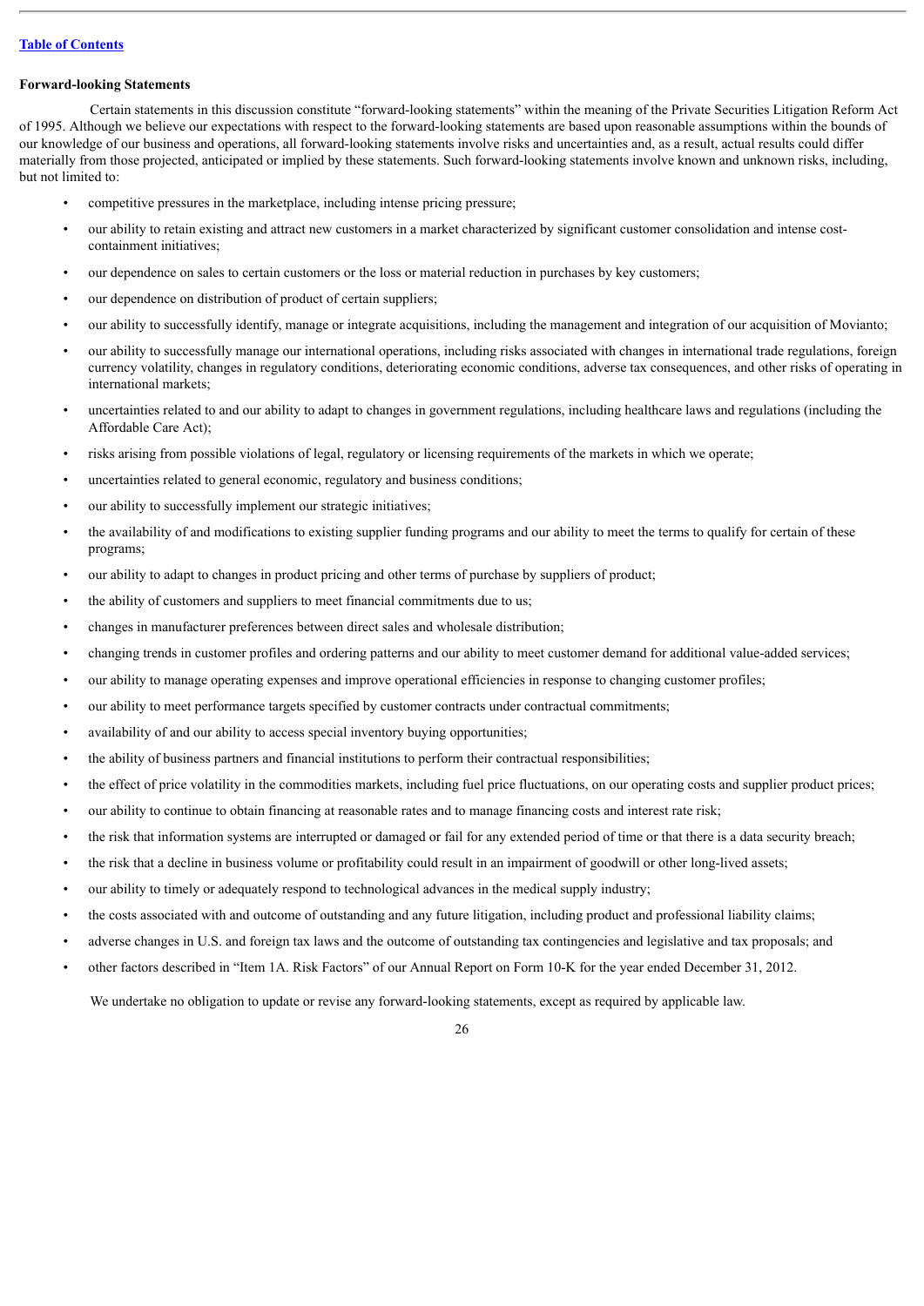**Forward-looking Statements**

Certain statements in this discussion constitute "forward-looking statements" within the meaning of the Private Securities Litigation Reform Act of 1995. Although we believe our expectations with respect to the forward-looking statements are based upon reasonable assumptions within the bounds of our knowledge of our business and operations, all forward-looking statements involve risks and uncertainties and, as a result, actual results could differ materially from those projected, anticipated or implied by these statements. Such forward-looking statements involve known and unknown risks, including, but not limited to:

- competitive pressures in the marketplace, including intense pricing pressure;
- our ability to retain existing and attract new customers in a market characterized by significant customer consolidation and intense cost-containment initiatives;
- our dependence on sales to certain customers or the loss or material reduction in purchases by key customers;
- our dependence on distribution of product of certain suppliers;
- our ability to successfully identify, manage or integrate acquisitions, including the management and integration of our acquisition of Movianto;
- our ability to successfully manage our international operations, including risks associated with changes in international trade regulations, foreign currency volatility, changes in regulatory conditions, deteriorating economic conditions, adverse tax consequences, and other risks of operating in international markets;
- uncertainties related to and our ability to adapt to changes in government regulations, including healthcare laws and regulations (including the Affordable Care Act);
- risks arising from possible violations of legal, regulatory or licensing requirements of the markets in which we operate;
- uncertainties related to general economic, regulatory and business conditions;
- our ability to successfully implement our strategic initiatives;
- the availability of and modifications to existing supplier funding programs and our ability to meet the terms to qualify for certain of these programs;
- our ability to adapt to changes in product pricing and other terms of purchase by suppliers of product;
- the ability of customers and suppliers to meet financial commitments due to us;
- changes in manufacturer preferences between direct sales and wholesale distribution;
- changing trends in customer profiles and ordering patterns and our ability to meet customer demand for additional value-added services;
- our ability to manage operating expenses and improve operational efficiencies in response to changing customer profiles;
- our ability to meet performance targets specified by customer contracts under contractual commitments;
- availability of and our ability to access special inventory buying opportunities;
- the ability of business partners and financial institutions to perform their contractual responsibilities;
- the effect of price volatility in the commodities markets, including fuel price fluctuations, on our operating costs and supplier product prices;
- our ability to continue to obtain financing at reasonable rates and to manage financing costs and interest rate risk;
- the risk that information systems are interrupted or damaged or fail for any extended period of time or that there is a data security breach;
- the risk that a decline in business volume or profitability could result in an impairment of goodwill or other long-lived assets;
- our ability to timely or adequately respond to technological advances in the medical supply industry;
- the costs associated with and outcome of outstanding and any future litigation, including product and professional liability claims;
- adverse changes in U.S. and foreign tax laws and the outcome of outstanding tax contingencies and legislative and tax proposals; and
- other factors described in "Item 1A. Risk Factors" of our Annual Report on Form 10-K for the year ended December 31, 2012.

We undertake no obligation to update or revise any forward-looking statements, except as required by applicable law.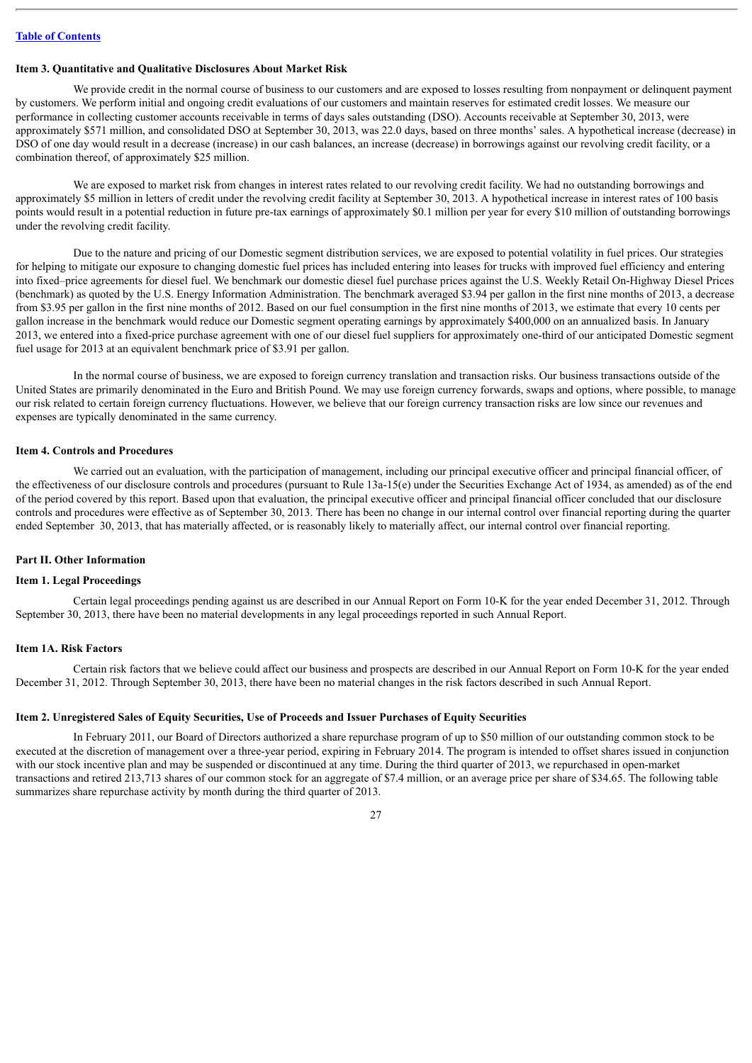### Item 3. Quantitative and Qualitative Disclosures About Market Risk

We provide credit in the normal course of business to our customers and are exposed to losses resulting from nonpayment or delinquent payment by customers. We perform initial and ongoing credit evaluations of our customers and maintain reserves for estimated credit losses. We measure our performance in collecting customer accounts receivable in terms of days sales outstanding (DSO). Accounts receivable at September 30, 2013, were approximately $571 million, and consolidated DSO at September 30, 2013, was 22.0 days, based on three months' sales. A hypothetical increase (decrease) in DSO of one day would result in a decrease (increase) in our cash balances, an increase (decrease) in borrowings against our revolving credit facility, or a combination thereof, of approximately $25 million.

We are exposed to market risk from changes in interest rates related to our revolving credit facility. We had no outstanding borrowings and approximately $5 million in letters of credit under the revolving credit facility at September 30, 2013. A hypothetical increase in interest rates of 100 basis points would result in a potential reduction in future pre-tax earnings of approximately $0.1 million per year for every $10 million of outstanding borrowings under the revolving credit facility.

Due to the nature and pricing of our Domestic segment distribution services, we are exposed to potential volatility in fuel prices. Our strategies for helping to mitigate our exposure to changing domestic fuel prices has included entering into leases for trucks with improved fuel efficiency and entering into fixed–price agreements for diesel fuel. We benchmark our domestic diesel fuel purchase prices against the U.S. Weekly Retail On-Highway Diesel Prices (benchmark) as quoted by the U.S. Energy Information Administration. The benchmark averaged $3.94 per gallon in the first nine months of 2013, a decrease from $3.95 per gallon in the first nine months of 2012. Based on our fuel consumption in the first nine months of 2013, we estimate that every 10 cents per gallon increase in the benchmark would reduce our Domestic segment operating earnings by approximately $400,000 on an annualized basis. In January 2013, we entered into a fixed-price purchase agreement with one of our diesel fuel suppliers for approximately one-third of our anticipated Domestic segment fuel usage for 2013 at an equivalent benchmark price of $3.91 per gallon.

In the normal course of business, we are exposed to foreign currency translation and transaction risks. Our business transactions outside of the United States are primarily denominated in the Euro and British Pound. We may use foreign currency forwards, swaps and options, where possible, to manage our risk related to certain foreign currency fluctuations. However, we believe that our foreign currency transaction risks are low since our revenues and expenses are typically denominated in the same currency.

### Item 4. Controls and Procedures

We carried out an evaluation, with the participation of management, including our principal executive officer and principal financial officer, of the effectiveness of our disclosure controls and procedures (pursuant to Rule 13a-15(e) under the Securities Exchange Act of 1934, as amended) as of the end of the period covered by this report. Based upon that evaluation, the principal executive officer and principal financial officer concluded that our disclosure controls and procedures were effective as of September 30, 2013. There has been no change in our internal control over financial reporting during the quarter ended September 30, 2013, that has materially affected, or is reasonably likely to materially affect, our internal control over financial reporting.

## Part II. Other Information

### Item 1. Legal Proceedings

Certain legal proceedings pending against us are described in our Annual Report on Form 10-K for the year ended December 31, 2012. Through September 30, 2013, there have been no material developments in any legal proceedings reported in such Annual Report.

### Item 1A. Risk Factors

Certain risk factors that we believe could affect our business and prospects are described in our Annual Report on Form 10-K for the year ended December 31, 2012. Through September 30, 2013, there have been no material changes in the risk factors described in such Annual Report.

### Item 2. Unregistered Sales of Equity Securities, Use of Proceeds and Issuer Purchases of Equity Securities

In February 2011, our Board of Directors authorized a share repurchase program of up to $50 million of our outstanding common stock to be executed at the discretion of management over a three-year period, expiring in February 2014. The program is intended to offset shares issued in conjunction with our stock incentive plan and may be suspended or discontinued at any time. During the third quarter of 2013, we repurchased in open-market transactions and retired 213,713 shares of our common stock for an aggregate of $7.4 million, or an average price per share of $34.65. The following table summarizes share repurchase activity by month during the third quarter of 2013.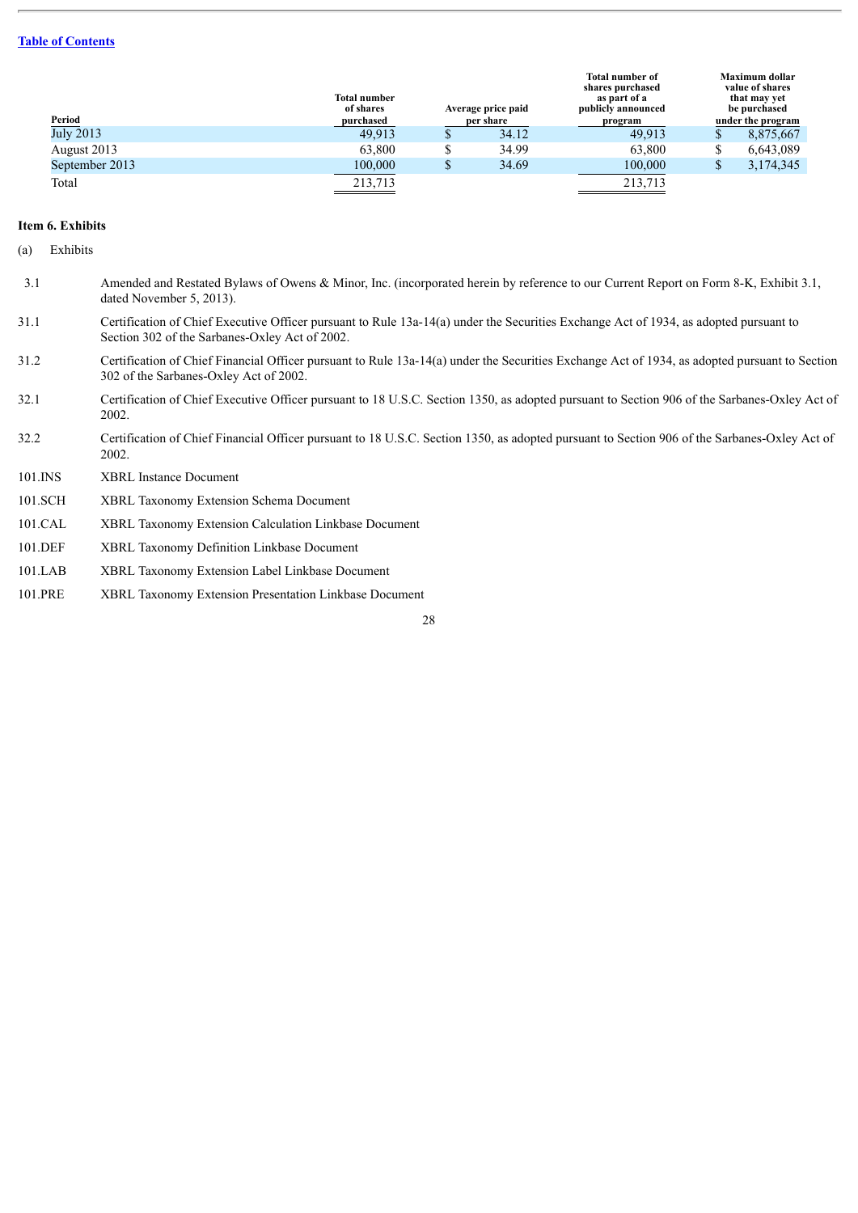| Period | Total number of shares purchased | Average price paid per share | Total number of shares purchased as part of a publicly announced program | Maximum dollar value of shares that may yet be purchased under the program |
|---|---|---|---|---|
| July 2013 | 49,913 | $ 34.12 | 49,913 | $ 8,875,667 |
| August 2013 | 63,800 | $ 34.99 | 63,800 | $ 6,643,089 |
| September 2013 | 100,000 | $ 34.69 | 100,000 | $ 3,174,345 |
| Total | 213,713 | | 213,713 | |

**Item 6. Exhibits**

(a) Exhibits

| | |
|---|---|
| 3.1 | Amended and Restated Bylaws of Owens & Minor, Inc. (incorporated herein by reference to our Current Report on Form 8-K, Exhibit 3.1, dated November 5, 2013). |
| 31.1 | Certification of Chief Executive Officer pursuant to Rule 13a-14(a) under the Securities Exchange Act of 1934, as adopted pursuant to Section 302 of the Sarbanes-Oxley Act of 2002. |
| 31.2 | Certification of Chief Financial Officer pursuant to Rule 13a-14(a) under the Securities Exchange Act of 1934, as adopted pursuant to Section 302 of the Sarbanes-Oxley Act of 2002. |
| 32.1 | Certification of Chief Executive Officer pursuant to 18 U.S.C. Section 1350, as adopted pursuant to Section 906 of the Sarbanes-Oxley Act of 2002. |
| 32.2 | Certification of Chief Financial Officer pursuant to 18 U.S.C. Section 1350, as adopted pursuant to Section 906 of the Sarbanes-Oxley Act of 2002. |
| 101.INS | XBRL Instance Document |
| 101.SCH | XBRL Taxonomy Extension Schema Document |
| 101.CAL | XBRL Taxonomy Extension Calculation Linkbase Document |
| 101.DEF | XBRL Taxonomy Definition Linkbase Document |
| 101.LAB | XBRL Taxonomy Extension Label Linkbase Document |
| 101.PRE | XBRL Taxonomy Extension Presentation Linkbase Document |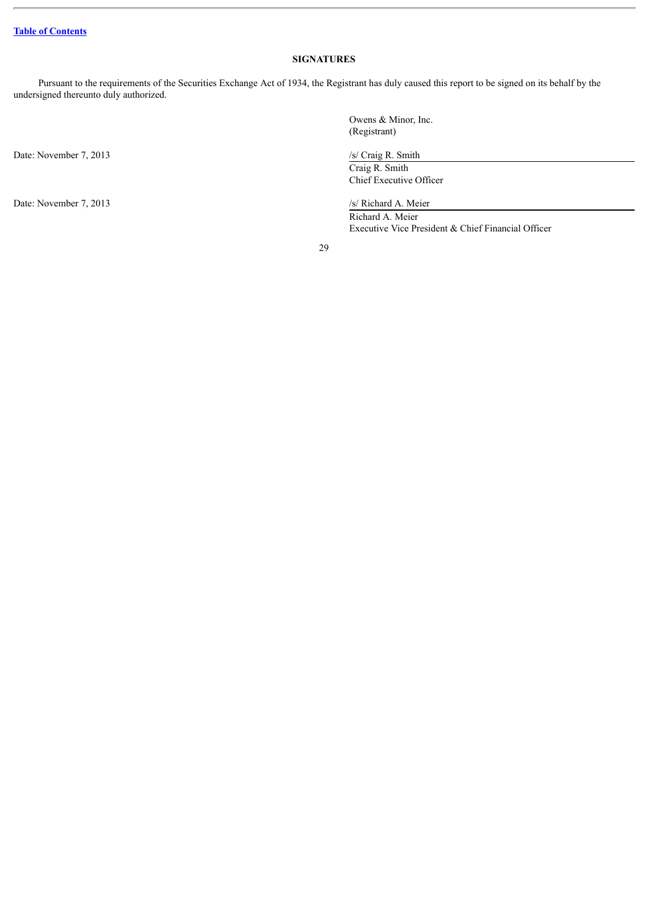[Table of Contents](#)

## SIGNATURES

Pursuant to the requirements of the Securities Exchange Act of 1934, the Registrant has duly caused this report to be signed on its behalf by the undersigned thereunto duly authorized.

| | |
|---|---|
| | Owens & Minor, Inc.<br>(Registrant) |
| Date: November 7, 2013 | /s/ Craig R. Smith<br>Craig R. Smith<br>Chief Executive Officer |
| Date: November 7, 2013 | /s/ Richard A. Meier<br>Richard A. Meier<br>Executive Vice President & Chief Financial Officer |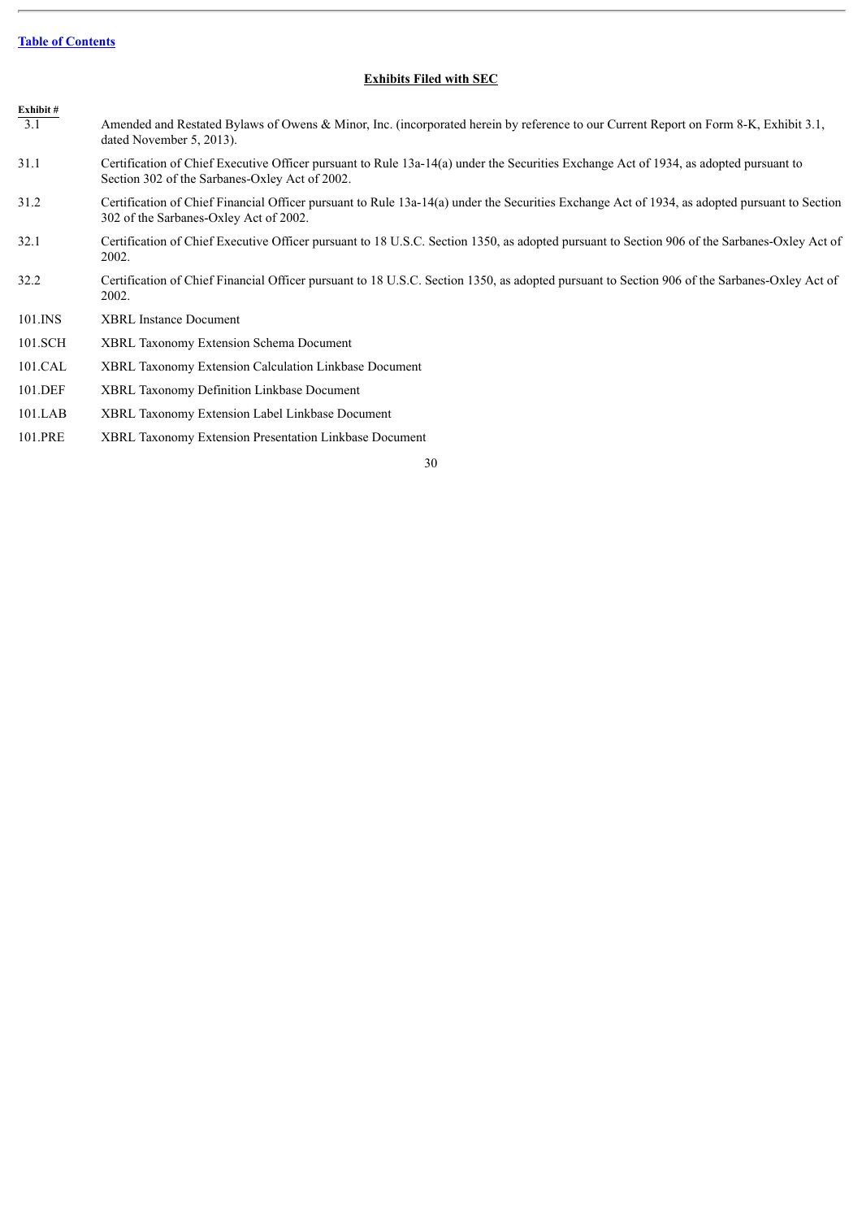[Table of Contents](#)

## Exhibits Filed with SEC

| Exhibit # | |
|---|---|
| 3.1 | Amended and Restated Bylaws of Owens & Minor, Inc. (incorporated herein by reference to our Current Report on Form 8-K, Exhibit 3.1, dated November 5, 2013). |
| 31.1 | Certification of Chief Executive Officer pursuant to Rule 13a-14(a) under the Securities Exchange Act of 1934, as adopted pursuant to Section 302 of the Sarbanes-Oxley Act of 2002. |
| 31.2 | Certification of Chief Financial Officer pursuant to Rule 13a-14(a) under the Securities Exchange Act of 1934, as adopted pursuant to Section 302 of the Sarbanes-Oxley Act of 2002. |
| 32.1 | Certification of Chief Executive Officer pursuant to 18 U.S.C. Section 1350, as adopted pursuant to Section 906 of the Sarbanes-Oxley Act of 2002. |
| 32.2 | Certification of Chief Financial Officer pursuant to 18 U.S.C. Section 1350, as adopted pursuant to Section 906 of the Sarbanes-Oxley Act of 2002. |
| 101.INS | XBRL Instance Document |
| 101.SCH | XBRL Taxonomy Extension Schema Document |
| 101.CAL | XBRL Taxonomy Extension Calculation Linkbase Document |
| 101.DEF | XBRL Taxonomy Definition Linkbase Document |
| 101.LAB | XBRL Taxonomy Extension Label Linkbase Document |
| 101.PRE | XBRL Taxonomy Extension Presentation Linkbase Document |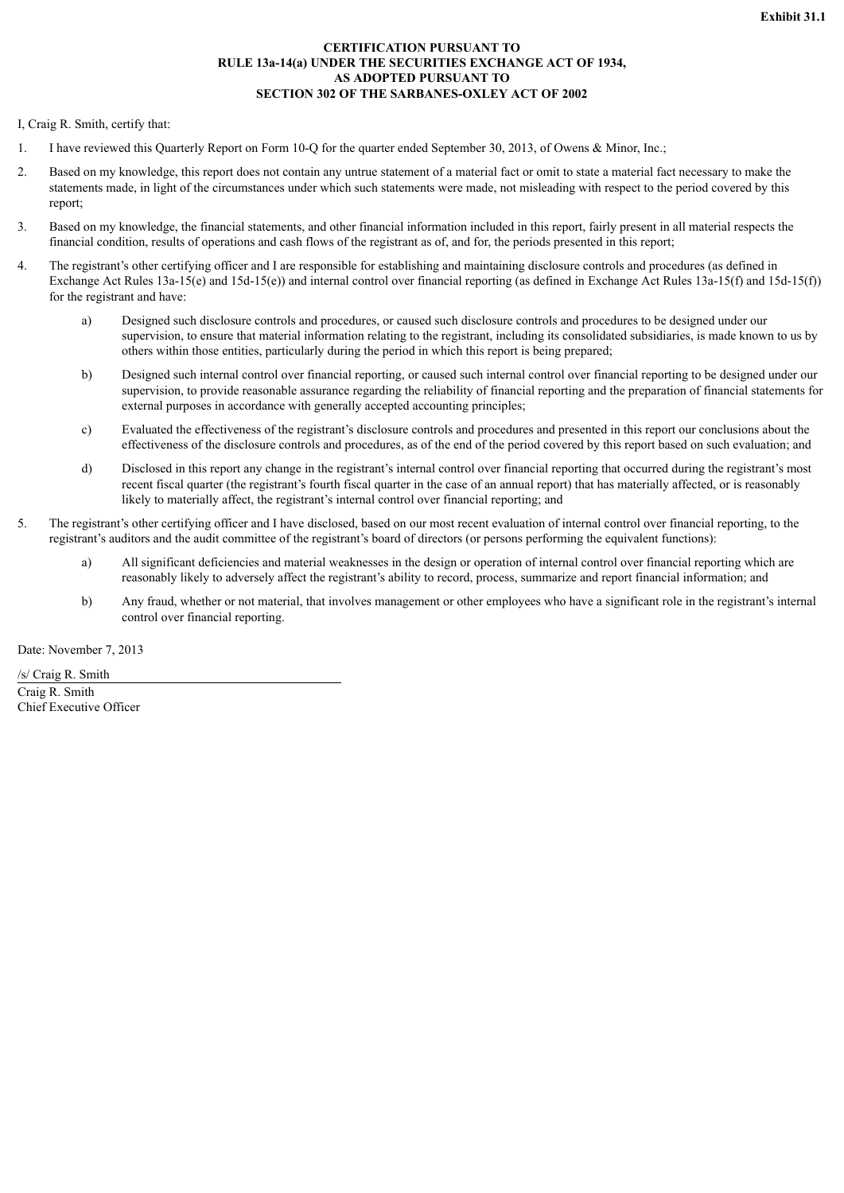**Exhibit 31.1**

**CERTIFICATION PURSUANT TO**
**RULE 13a-14(a) UNDER THE SECURITIES EXCHANGE ACT OF 1934,**
**AS ADOPTED PURSUANT TO**
**SECTION 302 OF THE SARBANES-OXLEY ACT OF 2002**

I, Craig R. Smith, certify that:

1. I have reviewed this Quarterly Report on Form 10-Q for the quarter ended September 30, 2013, of Owens & Minor, Inc.;

2. Based on my knowledge, this report does not contain any untrue statement of a material fact or omit to state a material fact necessary to make the statements made, in light of the circumstances under which such statements were made, not misleading with respect to the period covered by this report;

3. Based on my knowledge, the financial statements, and other financial information included in this report, fairly present in all material respects the financial condition, results of operations and cash flows of the registrant as of, and for, the periods presented in this report;

4. The registrant's other certifying officer and I are responsible for establishing and maintaining disclosure controls and procedures (as defined in Exchange Act Rules 13a-15(e) and 15d-15(e)) and internal control over financial reporting (as defined in Exchange Act Rules 13a-15(f) and 15d-15(f)) for the registrant and have:

   a) Designed such disclosure controls and procedures, or caused such disclosure controls and procedures to be designed under our supervision, to ensure that material information relating to the registrant, including its consolidated subsidiaries, is made known to us by others within those entities, particularly during the period in which this report is being prepared;

   b) Designed such internal control over financial reporting, or caused such internal control over financial reporting to be designed under our supervision, to provide reasonable assurance regarding the reliability of financial reporting and the preparation of financial statements for external purposes in accordance with generally accepted accounting principles;

   c) Evaluated the effectiveness of the registrant's disclosure controls and procedures and presented in this report our conclusions about the effectiveness of the disclosure controls and procedures, as of the end of the period covered by this report based on such evaluation; and

   d) Disclosed in this report any change in the registrant's internal control over financial reporting that occurred during the registrant's most recent fiscal quarter (the registrant's fourth fiscal quarter in the case of an annual report) that has materially affected, or is reasonably likely to materially affect, the registrant's internal control over financial reporting; and

5. The registrant's other certifying officer and I have disclosed, based on our most recent evaluation of internal control over financial reporting, to the registrant's auditors and the audit committee of the registrant's board of directors (or persons performing the equivalent functions):

   a) All significant deficiencies and material weaknesses in the design or operation of internal control over financial reporting which are reasonably likely to adversely affect the registrant's ability to record, process, summarize and report financial information; and

   b) Any fraud, whether or not material, that involves management or other employees who have a significant role in the registrant's internal control over financial reporting.

Date: November 7, 2013

/s/ Craig R. Smith

Craig R. Smith
Chief Executive Officer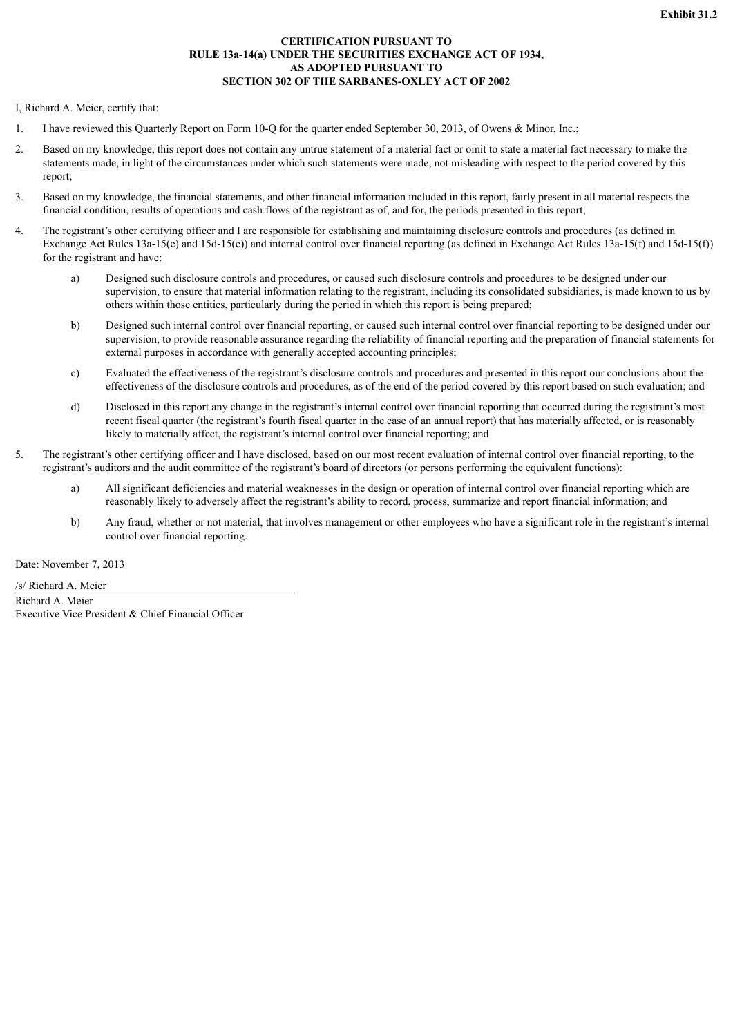**Exhibit 31.2**

**CERTIFICATION PURSUANT TO**
**RULE 13a-14(a) UNDER THE SECURITIES EXCHANGE ACT OF 1934,**
**AS ADOPTED PURSUANT TO**
**SECTION 302 OF THE SARBANES-OXLEY ACT OF 2002**

I, Richard A. Meier, certify that:

1. I have reviewed this Quarterly Report on Form 10-Q for the quarter ended September 30, 2013, of Owens & Minor, Inc.;

2. Based on my knowledge, this report does not contain any untrue statement of a material fact or omit to state a material fact necessary to make the statements made, in light of the circumstances under which such statements were made, not misleading with respect to the period covered by this report;

3. Based on my knowledge, the financial statements, and other financial information included in this report, fairly present in all material respects the financial condition, results of operations and cash flows of the registrant as of, and for, the periods presented in this report;

4. The registrant's other certifying officer and I are responsible for establishing and maintaining disclosure controls and procedures (as defined in Exchange Act Rules 13a-15(e) and 15d-15(e)) and internal control over financial reporting (as defined in Exchange Act Rules 13a-15(f) and 15d-15(f)) for the registrant and have:

   a) Designed such disclosure controls and procedures, or caused such disclosure controls and procedures to be designed under our supervision, to ensure that material information relating to the registrant, including its consolidated subsidiaries, is made known to us by others within those entities, particularly during the period in which this report is being prepared;

   b) Designed such internal control over financial reporting, or caused such internal control over financial reporting to be designed under our supervision, to provide reasonable assurance regarding the reliability of financial reporting and the preparation of financial statements for external purposes in accordance with generally accepted accounting principles;

   c) Evaluated the effectiveness of the registrant's disclosure controls and procedures and presented in this report our conclusions about the effectiveness of the disclosure controls and procedures, as of the end of the period covered by this report based on such evaluation; and

   d) Disclosed in this report any change in the registrant's internal control over financial reporting that occurred during the registrant's most recent fiscal quarter (the registrant's fourth fiscal quarter in the case of an annual report) that has materially affected, or is reasonably likely to materially affect, the registrant's internal control over financial reporting; and

5. The registrant's other certifying officer and I have disclosed, based on our most recent evaluation of internal control over financial reporting, to the registrant's auditors and the audit committee of the registrant's board of directors (or persons performing the equivalent functions):

   a) All significant deficiencies and material weaknesses in the design or operation of internal control over financial reporting which are reasonably likely to adversely affect the registrant's ability to record, process, summarize and report financial information; and

   b) Any fraud, whether or not material, that involves management or other employees who have a significant role in the registrant's internal control over financial reporting.

Date: November 7, 2013

/s/ Richard A. Meier
Richard A. Meier
Executive Vice President & Chief Financial Officer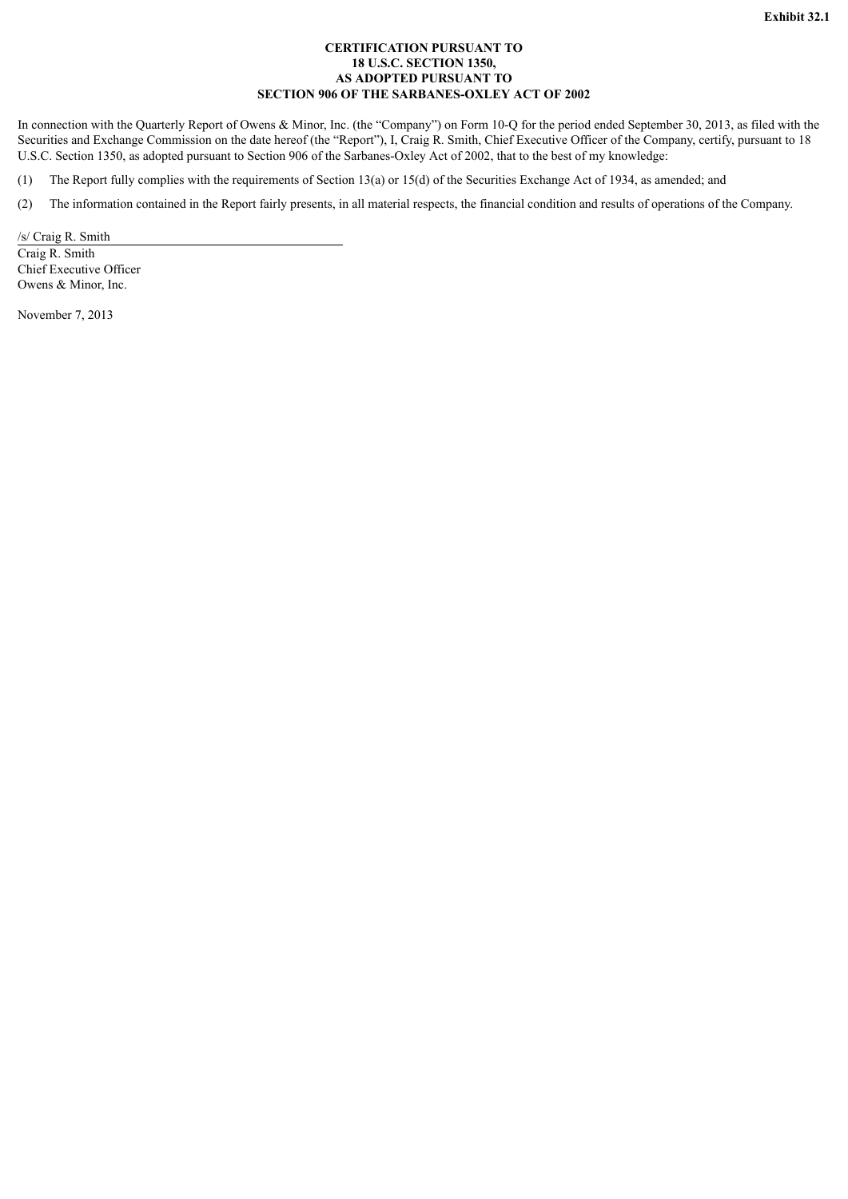**Exhibit 32.1**

**CERTIFICATION PURSUANT TO**
**18 U.S.C. SECTION 1350,**
**AS ADOPTED PURSUANT TO**
**SECTION 906 OF THE SARBANES-OXLEY ACT OF 2002**

In connection with the Quarterly Report of Owens & Minor, Inc. (the "Company") on Form 10-Q for the period ended September 30, 2013, as filed with the Securities and Exchange Commission on the date hereof (the "Report"), I, Craig R. Smith, Chief Executive Officer of the Company, certify, pursuant to 18 U.S.C. Section 1350, as adopted pursuant to Section 906 of the Sarbanes-Oxley Act of 2002, that to the best of my knowledge:

(1) The Report fully complies with the requirements of Section 13(a) or 15(d) of the Securities Exchange Act of 1934, as amended; and

(2) The information contained in the Report fairly presents, in all material respects, the financial condition and results of operations of the Company.

/s/ Craig R. Smith
Craig R. Smith
Chief Executive Officer
Owens & Minor, Inc.

November 7, 2013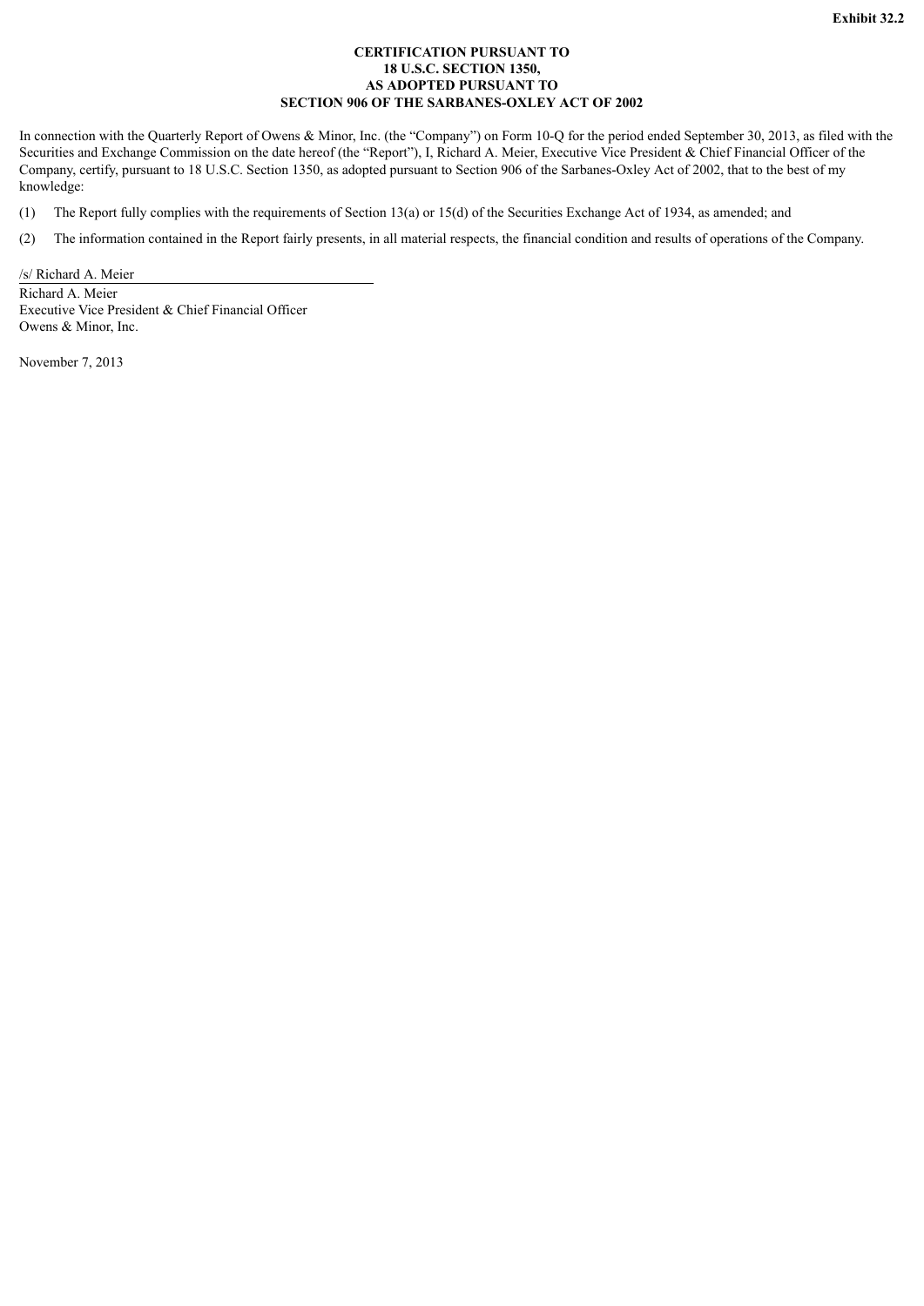Exhibit 32.2

**CERTIFICATION PURSUANT TO**
**18 U.S.C. SECTION 1350,**
**AS ADOPTED PURSUANT TO**
**SECTION 906 OF THE SARBANES-OXLEY ACT OF 2002**

In connection with the Quarterly Report of Owens & Minor, Inc. (the "Company") on Form 10-Q for the period ended September 30, 2013, as filed with the Securities and Exchange Commission on the date hereof (the "Report"), I, Richard A. Meier, Executive Vice President & Chief Financial Officer of the Company, certify, pursuant to 18 U.S.C. Section 1350, as adopted pursuant to Section 906 of the Sarbanes-Oxley Act of 2002, that to the best of my knowledge:

(1) The Report fully complies with the requirements of Section 13(a) or 15(d) of the Securities Exchange Act of 1934, as amended; and

(2) The information contained in the Report fairly presents, in all material respects, the financial condition and results of operations of the Company.

/s/ Richard A. Meier
Richard A. Meier
Executive Vice President & Chief Financial Officer
Owens & Minor, Inc.

November 7, 2013